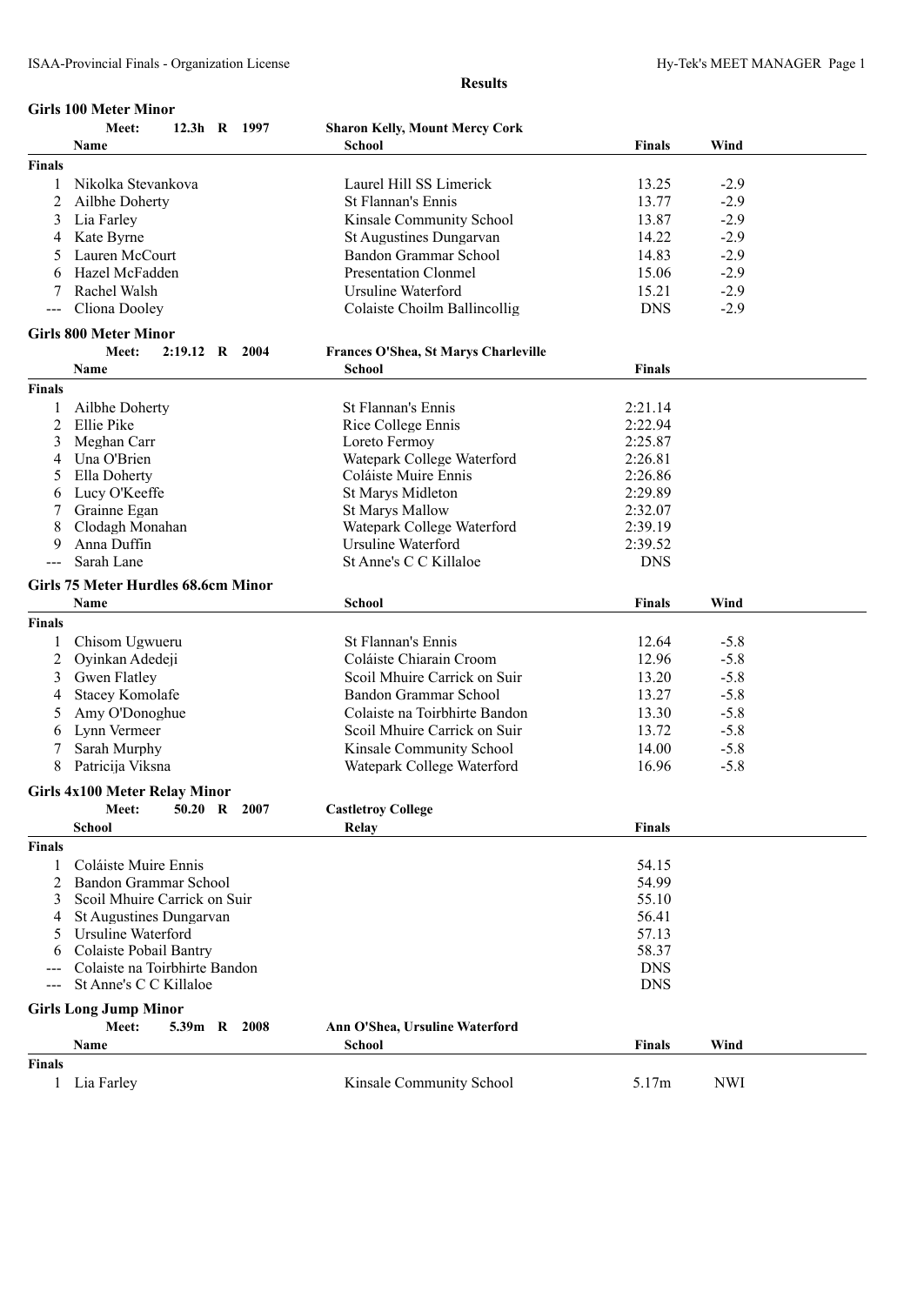**Results**

### Girls 100 Meter Minor

**Meet: 12.3h R 1997 — Sharon Kelly, Mount Mercy Cork**

| | Name | School | Finals | Wind |
|---|---|---|---|---|
| **Finals** | | | | |
| 1 | Nikolka Stevankova | Laurel Hill SS Limerick | 13.25 | -2.9 |
| 2 | Ailbhe Doherty | St Flannan's Ennis | 13.77 | -2.9 |
| 3 | Lia Farley | Kinsale Community School | 13.87 | -2.9 |
| 4 | Kate Byrne | St Augustines Dungarvan | 14.22 | -2.9 |
| 5 | Lauren McCourt | Bandon Grammar School | 14.83 | -2.9 |
| 6 | Hazel McFadden | Presentation Clonmel | 15.06 | -2.9 |
| 7 | Rachel Walsh | Ursuline Waterford | 15.21 | -2.9 |
| --- | Cliona Dooley | Colaiste Choilm Ballincollig | DNS | -2.9 |

### Girls 800 Meter Minor

**Meet: 2:19.12 R 2004 — Frances O'Shea, St Marys Charleville**

| | Name | School | Finals |
|---|---|---|---|
| **Finals** | | | |
| 1 | Ailbhe Doherty | St Flannan's Ennis | 2:21.14 |
| 2 | Ellie Pike | Rice College Ennis | 2:22.94 |
| 3 | Meghan Carr | Loreto Fermoy | 2:25.87 |
| 4 | Una O'Brien | Watepark College Waterford | 2:26.81 |
| 5 | Ella Doherty | Coláiste Muire Ennis | 2:26.86 |
| 6 | Lucy O'Keeffe | St Marys Midleton | 2:29.89 |
| 7 | Grainne Egan | St Marys Mallow | 2:32.07 |
| 8 | Clodagh Monahan | Watepark College Waterford | 2:39.19 |
| 9 | Anna Duffin | Ursuline Waterford | 2:39.52 |
| --- | Sarah Lane | St Anne's C C Killaloe | DNS |

### Girls 75 Meter Hurdles 68.6cm Minor

| | Name | School | Finals | Wind |
|---|---|---|---|---|
| **Finals** | | | | |
| 1 | Chisom Ugwueru | St Flannan's Ennis | 12.64 | -5.8 |
| 2 | Oyinkan Adedeji | Coláiste Chiarain Croom | 12.96 | -5.8 |
| 3 | Gwen Flatley | Scoil Mhuire Carrick on Suir | 13.20 | -5.8 |
| 4 | Stacey Komolafe | Bandon Grammar School | 13.27 | -5.8 |
| 5 | Amy O'Donoghue | Colaiste na Toirbhirte Bandon | 13.30 | -5.8 |
| 6 | Lynn Vermeer | Scoil Mhuire Carrick on Suir | 13.72 | -5.8 |
| 7 | Sarah Murphy | Kinsale Community School | 14.00 | -5.8 |
| 8 | Patricija Viksna | Watepark College Waterford | 16.96 | -5.8 |

### Girls 4x100 Meter Relay Minor

**Meet: 50.20 R 2007 — Castletroy College**

| | School | Relay | Finals |
|---|---|---|---|
| **Finals** | | | |
| 1 | Coláiste Muire Ennis | | 54.15 |
| 2 | Bandon Grammar School | | 54.99 |
| 3 | Scoil Mhuire Carrick on Suir | | 55.10 |
| 4 | St Augustines Dungarvan | | 56.41 |
| 5 | Ursuline Waterford | | 57.13 |
| 6 | Colaiste Pobail Bantry | | 58.37 |
| --- | Colaiste na Toirbhirte Bandon | | DNS |
| --- | St Anne's C C Killaloe | | DNS |

### Girls Long Jump Minor

**Meet: 5.39m R 2008 — Ann O'Shea, Ursuline Waterford**

| | Name | School | Finals | Wind |
|---|---|---|---|---|
| **Finals** | | | | |
| 1 | Lia Farley | Kinsale Community School | 5.17m | NWI |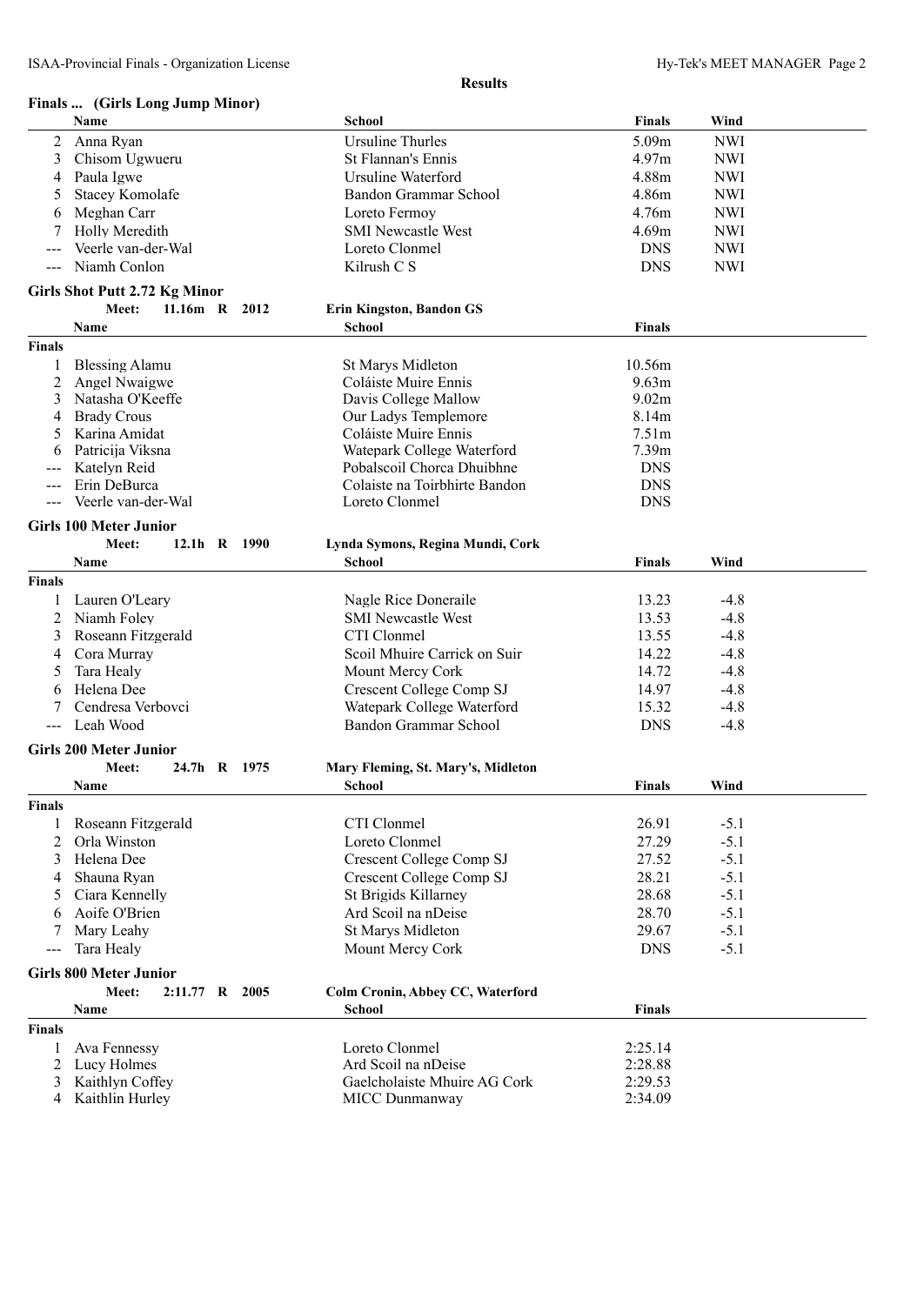**Results**

### Finals ... (Girls Long Jump Minor)

| | Name | School | Finals | Wind |
|---|---|---|---|---|
| 2 | Anna Ryan | Ursuline Thurles | 5.09m | NWI |
| 3 | Chisom Ugwueru | St Flannan's Ennis | 4.97m | NWI |
| 4 | Paula Igwe | Ursuline Waterford | 4.88m | NWI |
| 5 | Stacey Komolafe | Bandon Grammar School | 4.86m | NWI |
| 6 | Meghan Carr | Loreto Fermoy | 4.76m | NWI |
| 7 | Holly Meredith | SMI Newcastle West | 4.69m | NWI |
| --- | Veerle van-der-Wal | Loreto Clonmel | DNS | NWI |
| --- | Niamh Conlon | Kilrush C S | DNS | NWI |

### Girls Shot Putt 2.72 Kg Minor

**Meet: 11.16m R 2012 Erin Kingston, Bandon GS**

| | Name | School | Finals |
|---|---|---|---|
| **Finals** | | | |
| 1 | Blessing Alamu | St Marys Midleton | 10.56m |
| 2 | Angel Nwaigwe | Coláiste Muire Ennis | 9.63m |
| 3 | Natasha O'Keeffe | Davis College Mallow | 9.02m |
| 4 | Brady Crous | Our Ladys Templemore | 8.14m |
| 5 | Karina Amidat | Coláiste Muire Ennis | 7.51m |
| 6 | Patricija Viksna | Watepark College Waterford | 7.39m |
| --- | Katelyn Reid | Pobalscoil Chorca Dhuibhne | DNS |
| --- | Erin DeBurca | Colaiste na Toirbhirte Bandon | DNS |
| --- | Veerle van-der-Wal | Loreto Clonmel | DNS |

### Girls 100 Meter Junior

**Meet: 12.1h R 1990 Lynda Symons, Regina Mundi, Cork**

| | Name | School | Finals | Wind |
|---|---|---|---|---|
| **Finals** | | | | |
| 1 | Lauren O'Leary | Nagle Rice Doneraile | 13.23 | -4.8 |
| 2 | Niamh Foley | SMI Newcastle West | 13.53 | -4.8 |
| 3 | Roseann Fitzgerald | CTI Clonmel | 13.55 | -4.8 |
| 4 | Cora Murray | Scoil Mhuire Carrick on Suir | 14.22 | -4.8 |
| 5 | Tara Healy | Mount Mercy Cork | 14.72 | -4.8 |
| 6 | Helena Dee | Crescent College Comp SJ | 14.97 | -4.8 |
| 7 | Cendresa Verbovci | Watepark College Waterford | 15.32 | -4.8 |
| --- | Leah Wood | Bandon Grammar School | DNS | -4.8 |

### Girls 200 Meter Junior

**Meet: 24.7h R 1975 Mary Fleming, St. Mary's, Midleton**

| | Name | School | Finals | Wind |
|---|---|---|---|---|
| **Finals** | | | | |
| 1 | Roseann Fitzgerald | CTI Clonmel | 26.91 | -5.1 |
| 2 | Orla Winston | Loreto Clonmel | 27.29 | -5.1 |
| 3 | Helena Dee | Crescent College Comp SJ | 27.52 | -5.1 |
| 4 | Shauna Ryan | Crescent College Comp SJ | 28.21 | -5.1 |
| 5 | Ciara Kennelly | St Brigids Killarney | 28.68 | -5.1 |
| 6 | Aoife O'Brien | Ard Scoil na nDeise | 28.70 | -5.1 |
| 7 | Mary Leahy | St Marys Midleton | 29.67 | -5.1 |
| --- | Tara Healy | Mount Mercy Cork | DNS | -5.1 |

### Girls 800 Meter Junior

**Meet: 2:11.77 R 2005 Colm Cronin, Abbey CC, Waterford**

| | Name | School | Finals |
|---|---|---|---|
| **Finals** | | | |
| 1 | Ava Fennessy | Loreto Clonmel | 2:25.14 |
| 2 | Lucy Holmes | Ard Scoil na nDeise | 2:28.88 |
| 3 | Kaithlyn Coffey | Gaelcholaiste Mhuire AG Cork | 2:29.53 |
| 4 | Kaithlin Hurley | MICC Dunmanway | 2:34.09 |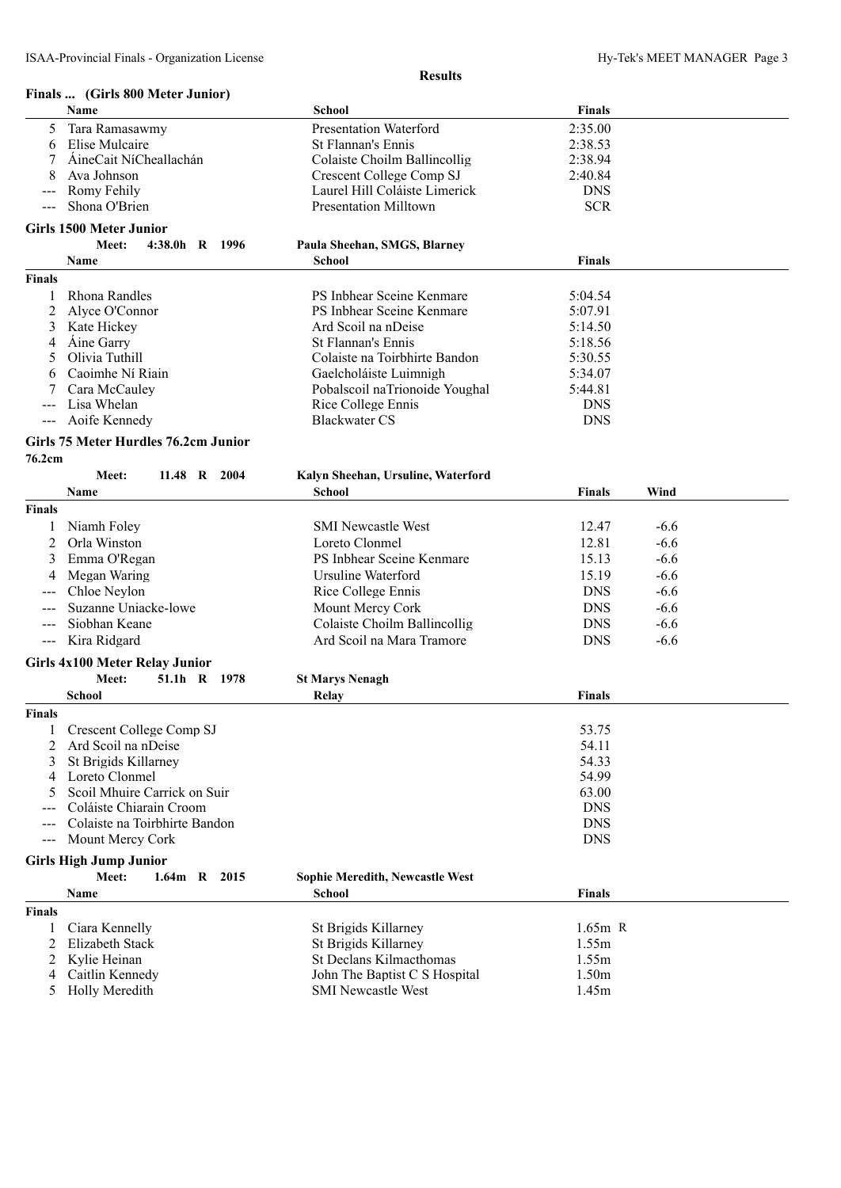**Results**

### Finals ... (Girls 800 Meter Junior)

| | Name | School | Finals |
|---|---|---|---|
| 5 | Tara Ramasawmy | Presentation Waterford | 2:35.00 |
| 6 | Elise Mulcaire | St Flannan's Ennis | 2:38.53 |
| 7 | ÁineCait NíCheallachán | Colaiste Choilm Ballincollig | 2:38.94 |
| 8 | Ava Johnson | Crescent College Comp SJ | 2:40.84 |
| --- | Romy Fehily | Laurel Hill Coláiste Limerick | DNS |
| --- | Shona O'Brien | Presentation Milltown | SCR |

### Girls 1500 Meter Junior

Meet: 4:38.0h R 1996 — Paula Sheehan, SMGS, Blarney

| | Name | School | Finals |
|---|---|---|---|
| **Finals** | | | |
| 1 | Rhona Randles | PS Inbhear Sceine Kenmare | 5:04.54 |
| 2 | Alyce O'Connor | PS Inbhear Sceine Kenmare | 5:07.91 |
| 3 | Kate Hickey | Ard Scoil na nDeise | 5:14.50 |
| 4 | Áine Garry | St Flannan's Ennis | 5:18.56 |
| 5 | Olivia Tuthill | Colaiste na Toirbhirte Bandon | 5:30.55 |
| 6 | Caoimhe Ní Riain | Gaelcholáiste Luimnigh | 5:34.07 |
| 7 | Cara McCauley | Pobalscoil naTrionoide Youghal | 5:44.81 |
| --- | Lisa Whelan | Rice College Ennis | DNS |
| --- | Aoife Kennedy | Blackwater CS | DNS |

### Girls 75 Meter Hurdles 76.2cm Junior

76.2cm

Meet: 11.48 R 2004 — Kalyn Sheehan, Ursuline, Waterford

| | Name | School | Finals | Wind |
|---|---|---|---|---|
| **Finals** | | | | |
| 1 | Niamh Foley | SMI Newcastle West | 12.47 | -6.6 |
| 2 | Orla Winston | Loreto Clonmel | 12.81 | -6.6 |
| 3 | Emma O'Regan | PS Inbhear Sceine Kenmare | 15.13 | -6.6 |
| 4 | Megan Waring | Ursuline Waterford | 15.19 | -6.6 |
| --- | Chloe Neylon | Rice College Ennis | DNS | -6.6 |
| --- | Suzanne Uniacke-lowe | Mount Mercy Cork | DNS | -6.6 |
| --- | Siobhan Keane | Colaiste Choilm Ballincollig | DNS | -6.6 |
| --- | Kira Ridgard | Ard Scoil na Mara Tramore | DNS | -6.6 |

### Girls 4x100 Meter Relay Junior

Meet: 51.1h R 1978 — St Marys Nenagh

| | School | Relay | Finals |
|---|---|---|---|
| **Finals** | | | |
| 1 | Crescent College Comp SJ | | 53.75 |
| 2 | Ard Scoil na nDeise | | 54.11 |
| 3 | St Brigids Killarney | | 54.33 |
| 4 | Loreto Clonmel | | 54.99 |
| 5 | Scoil Mhuire Carrick on Suir | | 63.00 |
| --- | Coláiste Chiarain Croom | | DNS |
| --- | Colaiste na Toirbhirte Bandon | | DNS |
| --- | Mount Mercy Cork | | DNS |

### Girls High Jump Junior

Meet: 1.64m R 2015 — Sophie Meredith, Newcastle West

| | Name | School | Finals |
|---|---|---|---|
| **Finals** | | | |
| 1 | Ciara Kennelly | St Brigids Killarney | 1.65m R |
| 2 | Elizabeth Stack | St Brigids Killarney | 1.55m |
| 2 | Kylie Heinan | St Declans Kilmacthomas | 1.55m |
| 4 | Caitlin Kennedy | John The Baptist C S Hospital | 1.50m |
| 5 | Holly Meredith | SMI Newcastle West | 1.45m |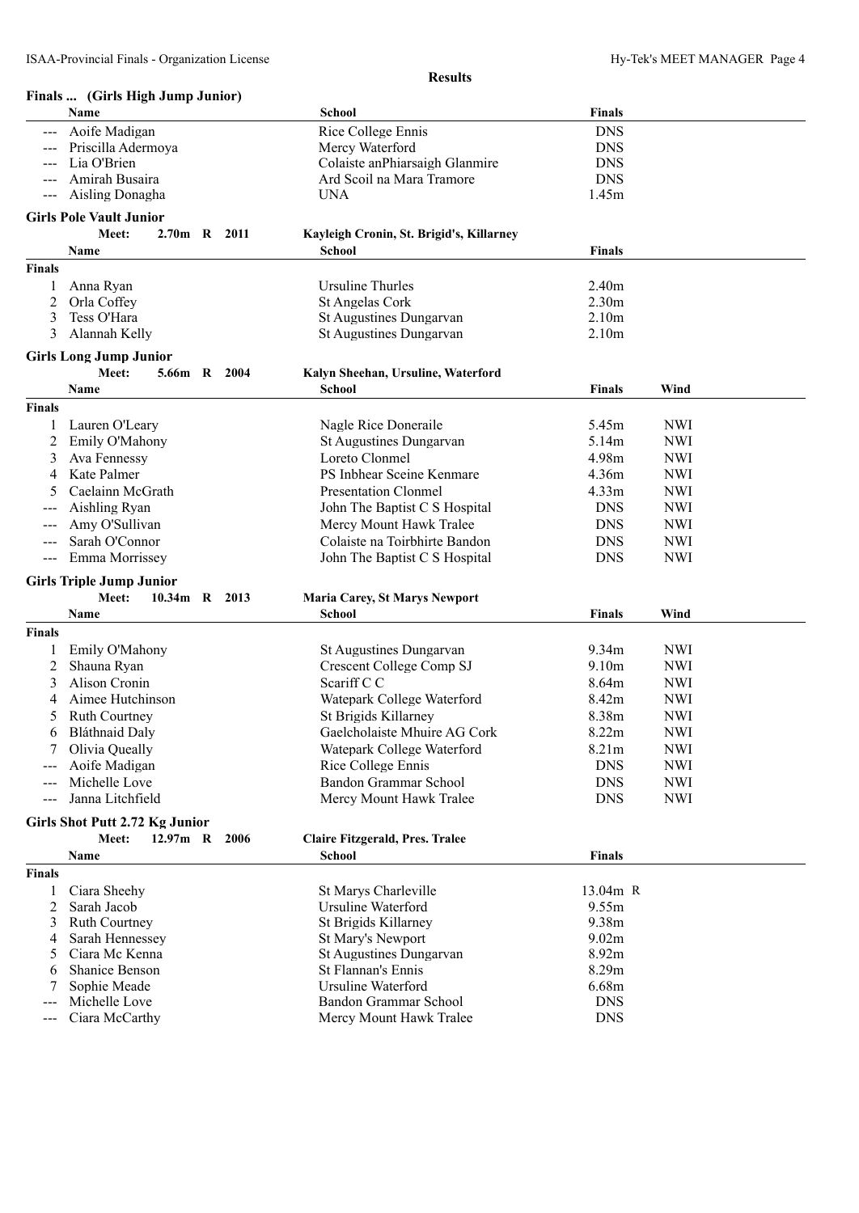**Results**

## Finals ... (Girls High Jump Junior)

| | Name | School | Finals |
|---|---|---|---|
| --- | Aoife Madigan | Rice College Ennis | DNS |
| --- | Priscilla Adermoya | Mercy Waterford | DNS |
| --- | Lia O'Brien | Colaiste anPhiarsaigh Glanmire | DNS |
| --- | Amirah Busaira | Ard Scoil na Mara Tramore | DNS |
| --- | Aisling Donagha | UNA | 1.45m |

## Girls Pole Vault Junior

**Meet: 2.70m R 2011 Kayleigh Cronin, St. Brigid's, Killarney**

| | Name | School | Finals |
|---|---|---|---|
| **Finals** | | | |
| 1 | Anna Ryan | Ursuline Thurles | 2.40m |
| 2 | Orla Coffey | St Angelas Cork | 2.30m |
| 3 | Tess O'Hara | St Augustines Dungarvan | 2.10m |
| 3 | Alannah Kelly | St Augustines Dungarvan | 2.10m |

## Girls Long Jump Junior

**Meet: 5.66m R 2004 Kalyn Sheehan, Ursuline, Waterford**

| | Name | School | Finals | Wind |
|---|---|---|---|---|
| **Finals** | | | | |
| 1 | Lauren O'Leary | Nagle Rice Doneraile | 5.45m | NWI |
| 2 | Emily O'Mahony | St Augustines Dungarvan | 5.14m | NWI |
| 3 | Ava Fennessy | Loreto Clonmel | 4.98m | NWI |
| 4 | Kate Palmer | PS Inbhear Sceine Kenmare | 4.36m | NWI |
| 5 | Caelainn McGrath | Presentation Clonmel | 4.33m | NWI |
| --- | Aishling Ryan | John The Baptist C S Hospital | DNS | NWI |
| --- | Amy O'Sullivan | Mercy Mount Hawk Tralee | DNS | NWI |
| --- | Sarah O'Connor | Colaiste na Toirbhirte Bandon | DNS | NWI |
| --- | Emma Morrissey | John The Baptist C S Hospital | DNS | NWI |

## Girls Triple Jump Junior

**Meet: 10.34m R 2013 Maria Carey, St Marys Newport**

| | Name | School | Finals | Wind |
|---|---|---|---|---|
| **Finals** | | | | |
| 1 | Emily O'Mahony | St Augustines Dungarvan | 9.34m | NWI |
| 2 | Shauna Ryan | Crescent College Comp SJ | 9.10m | NWI |
| 3 | Alison Cronin | Scariff C C | 8.64m | NWI |
| 4 | Aimee Hutchinson | Watepark College Waterford | 8.42m | NWI |
| 5 | Ruth Courtney | St Brigids Killarney | 8.38m | NWI |
| 6 | Bláthnaid Daly | Gaelcholaiste Mhuire AG Cork | 8.22m | NWI |
| 7 | Olivia Queally | Watepark College Waterford | 8.21m | NWI |
| --- | Aoife Madigan | Rice College Ennis | DNS | NWI |
| --- | Michelle Love | Bandon Grammar School | DNS | NWI |
| --- | Janna Litchfield | Mercy Mount Hawk Tralee | DNS | NWI |

## Girls Shot Putt 2.72 Kg Junior

**Meet: 12.97m R 2006 Claire Fitzgerald, Pres. Tralee**

| | Name | School | Finals |
|---|---|---|---|
| **Finals** | | | |
| 1 | Ciara Sheehy | St Marys Charleville | 13.04m R |
| 2 | Sarah Jacob | Ursuline Waterford | 9.55m |
| 3 | Ruth Courtney | St Brigids Killarney | 9.38m |
| 4 | Sarah Hennessey | St Mary's Newport | 9.02m |
| 5 | Ciara Mc Kenna | St Augustines Dungarvan | 8.92m |
| 6 | Shanice Benson | St Flannan's Ennis | 8.29m |
| 7 | Sophie Meade | Ursuline Waterford | 6.68m |
| --- | Michelle Love | Bandon Grammar School | DNS |
| --- | Ciara McCarthy | Mercy Mount Hawk Tralee | DNS |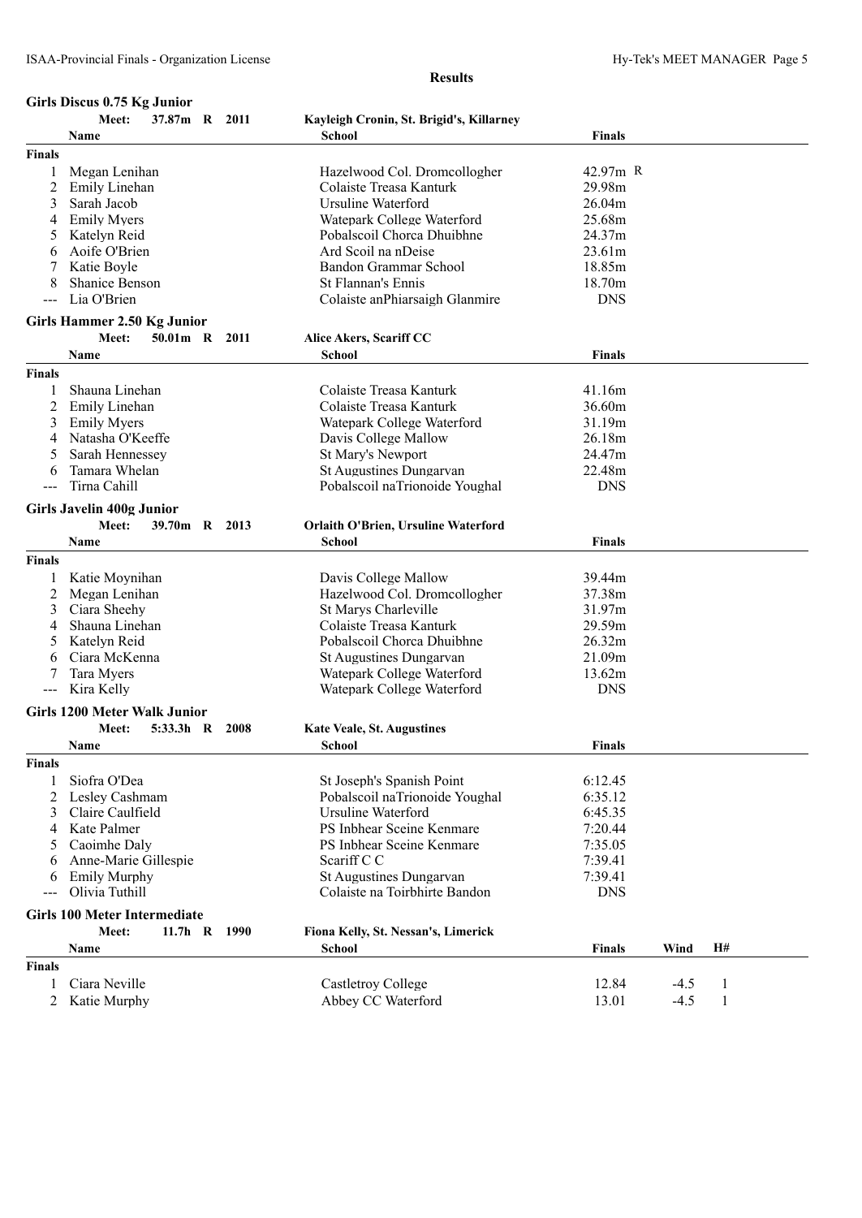## Results

### Girls Discus 0.75 Kg Junior

Meet: 37.87m R 2011 Kayleigh Cronin, St. Brigid's, Killarney

| | Name | School | Finals |
|---|---|---|---|
| **Finals** | | | |
| 1 | Megan Lenihan | Hazelwood Col. Dromcollogher | 42.97m R |
| 2 | Emily Linehan | Colaiste Treasa Kanturk | 29.98m |
| 3 | Sarah Jacob | Ursuline Waterford | 26.04m |
| 4 | Emily Myers | Watepark College Waterford | 25.68m |
| 5 | Katelyn Reid | Pobalscoil Chorca Dhuibhne | 24.37m |
| 6 | Aoife O'Brien | Ard Scoil na nDeise | 23.61m |
| 7 | Katie Boyle | Bandon Grammar School | 18.85m |
| 8 | Shanice Benson | St Flannan's Ennis | 18.70m |
| --- | Lia O'Brien | Colaiste anPhiarsaigh Glanmire | DNS |

### Girls Hammer 2.50 Kg Junior

Meet: 50.01m R 2011 Alice Akers, Scariff CC

| | Name | School | Finals |
|---|---|---|---|
| **Finals** | | | |
| 1 | Shauna Linehan | Colaiste Treasa Kanturk | 41.16m |
| 2 | Emily Linehan | Colaiste Treasa Kanturk | 36.60m |
| 3 | Emily Myers | Watepark College Waterford | 31.19m |
| 4 | Natasha O'Keeffe | Davis College Mallow | 26.18m |
| 5 | Sarah Hennessey | St Mary's Newport | 24.47m |
| 6 | Tamara Whelan | St Augustines Dungarvan | 22.48m |
| --- | Tirna Cahill | Pobalscoil naTrionoide Youghal | DNS |

### Girls Javelin 400g Junior

Meet: 39.70m R 2013 Orlaith O'Brien, Ursuline Waterford

| | Name | School | Finals |
|---|---|---|---|
| **Finals** | | | |
| 1 | Katie Moynihan | Davis College Mallow | 39.44m |
| 2 | Megan Lenihan | Hazelwood Col. Dromcollogher | 37.38m |
| 3 | Ciara Sheehy | St Marys Charleville | 31.97m |
| 4 | Shauna Linehan | Colaiste Treasa Kanturk | 29.59m |
| 5 | Katelyn Reid | Pobalscoil Chorca Dhuibhne | 26.32m |
| 6 | Ciara McKenna | St Augustines Dungarvan | 21.09m |
| 7 | Tara Myers | Watepark College Waterford | 13.62m |
| --- | Kira Kelly | Watepark College Waterford | DNS |

### Girls 1200 Meter Walk Junior

Meet: 5:33.3h R 2008 Kate Veale, St. Augustines

| | Name | School | Finals |
|---|---|---|---|
| **Finals** | | | |
| 1 | Siofra O'Dea | St Joseph's Spanish Point | 6:12.45 |
| 2 | Lesley Cashmam | Pobalscoil naTrionoide Youghal | 6:35.12 |
| 3 | Claire Caulfield | Ursuline Waterford | 6:45.35 |
| 4 | Kate Palmer | PS Inbhear Sceine Kenmare | 7:20.44 |
| 5 | Caoimhe Daly | PS Inbhear Sceine Kenmare | 7:35.05 |
| 6 | Anne-Marie Gillespie | Scariff C C | 7:39.41 |
| 6 | Emily Murphy | St Augustines Dungarvan | 7:39.41 |
| --- | Olivia Tuthill | Colaiste na Toirbhirte Bandon | DNS |

### Girls 100 Meter Intermediate

Meet: 11.7h R 1990 Fiona Kelly, St. Nessan's, Limerick

| | Name | School | Finals | Wind | H# |
|---|---|---|---|---|---|
| **Finals** | | | | | |
| 1 | Ciara Neville | Castletroy College | 12.84 | -4.5 | 1 |
| 2 | Katie Murphy | Abbey CC Waterford | 13.01 | -4.5 | 1 |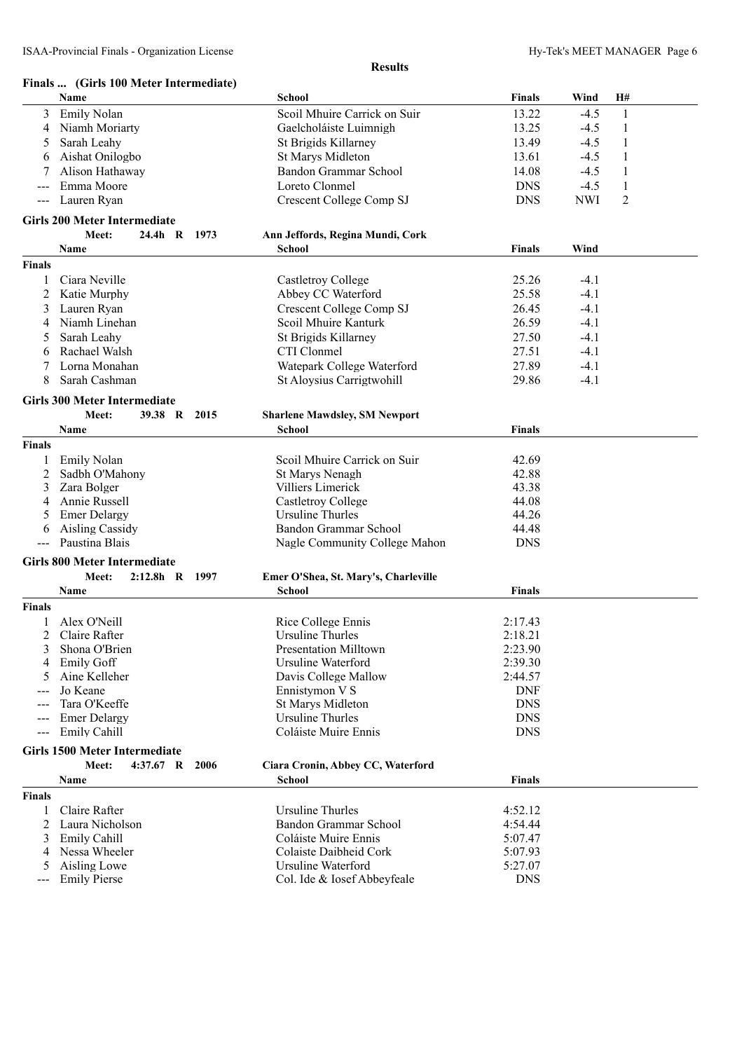**Results**

### Finals ... (Girls 100 Meter Intermediate)

| | Name | School | Finals | Wind | H# |
|---|---|---|---|---|---|
| 3 | Emily Nolan | Scoil Mhuire Carrick on Suir | 13.22 | -4.5 | 1 |
| 4 | Niamh Moriarty | Gaelcholáiste Luimnigh | 13.25 | -4.5 | 1 |
| 5 | Sarah Leahy | St Brigids Killarney | 13.49 | -4.5 | 1 |
| 6 | Aishat Onilogbo | St Marys Midleton | 13.61 | -4.5 | 1 |
| 7 | Alison Hathaway | Bandon Grammar School | 14.08 | -4.5 | 1 |
| --- | Emma Moore | Loreto Clonmel | DNS | -4.5 | 1 |
| --- | Lauren Ryan | Crescent College Comp SJ | DNS | NWI | 2 |

### Girls 200 Meter Intermediate

Meet: 24.4h R 1973 — Ann Jeffords, Regina Mundi, Cork

| | Name | School | Finals | Wind |
|---|---|---|---|---|
| **Finals** | | | | |
| 1 | Ciara Neville | Castletroy College | 25.26 | -4.1 |
| 2 | Katie Murphy | Abbey CC Waterford | 25.58 | -4.1 |
| 3 | Lauren Ryan | Crescent College Comp SJ | 26.45 | -4.1 |
| 4 | Niamh Linehan | Scoil Mhuire Kanturk | 26.59 | -4.1 |
| 5 | Sarah Leahy | St Brigids Killarney | 27.50 | -4.1 |
| 6 | Rachael Walsh | CTI Clonmel | 27.51 | -4.1 |
| 7 | Lorna Monahan | Watepark College Waterford | 27.89 | -4.1 |
| 8 | Sarah Cashman | St Aloysius Carrigtwohill | 29.86 | -4.1 |

### Girls 300 Meter Intermediate

Meet: 39.38 R 2015 — Sharlene Mawdsley, SM Newport

| | Name | School | Finals |
|---|---|---|---|
| **Finals** | | | |
| 1 | Emily Nolan | Scoil Mhuire Carrick on Suir | 42.69 |
| 2 | Sadbh O'Mahony | St Marys Nenagh | 42.88 |
| 3 | Zara Bolger | Villiers Limerick | 43.38 |
| 4 | Annie Russell | Castletroy College | 44.08 |
| 5 | Emer Delargy | Ursuline Thurles | 44.26 |
| 6 | Aisling Cassidy | Bandon Grammar School | 44.48 |
| --- | Paustina Blais | Nagle Community College Mahon | DNS |

### Girls 800 Meter Intermediate

Meet: 2:12.8h R 1997 — Emer O'Shea, St. Mary's, Charleville

| | Name | School | Finals |
|---|---|---|---|
| **Finals** | | | |
| 1 | Alex O'Neill | Rice College Ennis | 2:17.43 |
| 2 | Claire Rafter | Ursuline Thurles | 2:18.21 |
| 3 | Shona O'Brien | Presentation Milltown | 2:23.90 |
| 4 | Emily Goff | Ursuline Waterford | 2:39.30 |
| 5 | Aine Kelleher | Davis College Mallow | 2:44.57 |
| --- | Jo Keane | Ennistymon V S | DNF |
| --- | Tara O'Keeffe | St Marys Midleton | DNS |
| --- | Emer Delargy | Ursuline Thurles | DNS |
| --- | Emily Cahill | Coláiste Muire Ennis | DNS |

### Girls 1500 Meter Intermediate

Meet: 4:37.67 R 2006 — Ciara Cronin, Abbey CC, Waterford

| | Name | School | Finals |
|---|---|---|---|
| **Finals** | | | |
| 1 | Claire Rafter | Ursuline Thurles | 4:52.12 |
| 2 | Laura Nicholson | Bandon Grammar School | 4:54.44 |
| 3 | Emily Cahill | Coláiste Muire Ennis | 5:07.47 |
| 4 | Nessa Wheeler | Colaiste Daibheid Cork | 5:07.93 |
| 5 | Aisling Lowe | Ursuline Waterford | 5:27.07 |
| --- | Emily Pierse | Col. Ide & Iosef Abbeyfeale | DNS |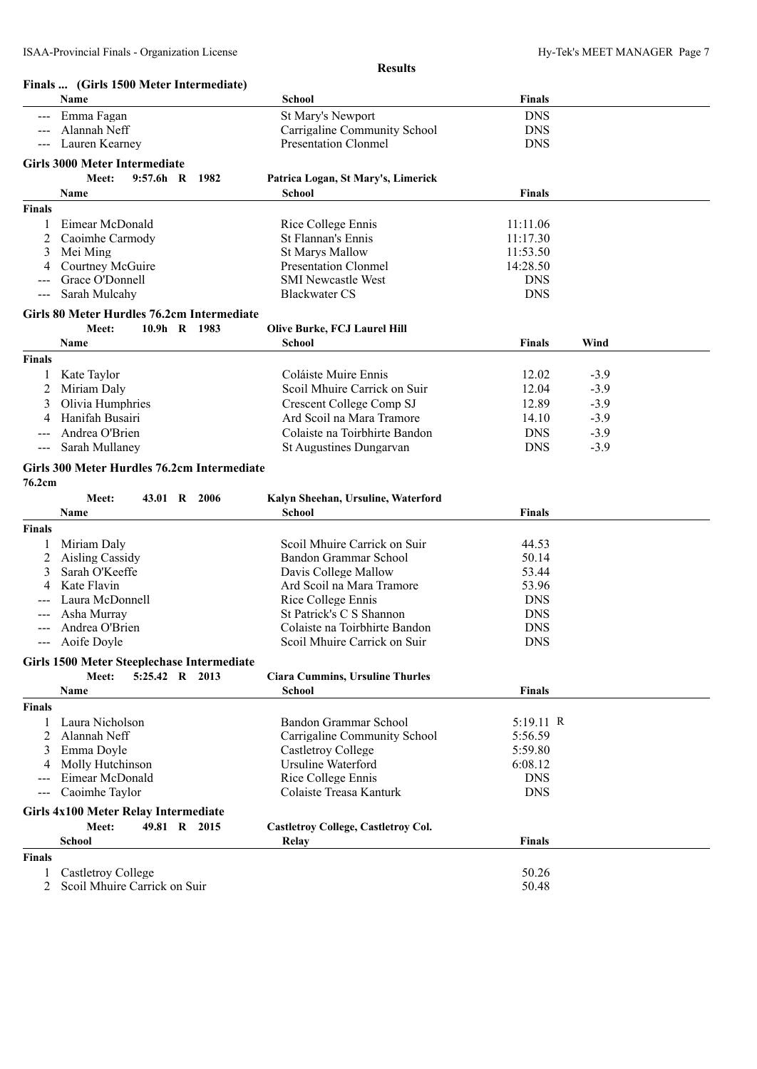**Results**

### Finals ... (Girls 1500 Meter Intermediate)

| | Name | School | Finals |
|---|---|---|---|
| --- | Emma Fagan | St Mary's Newport | DNS |
| --- | Alannah Neff | Carrigaline Community School | DNS |
| --- | Lauren Kearney | Presentation Clonmel | DNS |

### Girls 3000 Meter Intermediate

Meet: 9:57.6h R 1982 Patrica Logan, St Mary's, Limerick

| | Name | School | Finals |
|---|---|---|---|
| **Finals** | | | |
| 1 | Eimear McDonald | Rice College Ennis | 11:11.06 |
| 2 | Caoimhe Carmody | St Flannan's Ennis | 11:17.30 |
| 3 | Mei Ming | St Marys Mallow | 11:53.50 |
| 4 | Courtney McGuire | Presentation Clonmel | 14:28.50 |
| --- | Grace O'Donnell | SMI Newcastle West | DNS |
| --- | Sarah Mulcahy | Blackwater CS | DNS |

### Girls 80 Meter Hurdles 76.2cm Intermediate

Meet: 10.9h R 1983 Olive Burke, FCJ Laurel Hill

| | Name | School | Finals | Wind |
|---|---|---|---|---|
| **Finals** | | | | |
| 1 | Kate Taylor | Coláiste Muire Ennis | 12.02 | -3.9 |
| 2 | Miriam Daly | Scoil Mhuire Carrick on Suir | 12.04 | -3.9 |
| 3 | Olivia Humphries | Crescent College Comp SJ | 12.89 | -3.9 |
| 4 | Hanifah Busairi | Ard Scoil na Mara Tramore | 14.10 | -3.9 |
| --- | Andrea O'Brien | Colaiste na Toirbhirte Bandon | DNS | -3.9 |
| --- | Sarah Mullaney | St Augustines Dungarvan | DNS | -3.9 |

### Girls 300 Meter Hurdles 76.2cm Intermediate

**76.2cm**

Meet: 43.01 R 2006 Kalyn Sheehan, Ursuline, Waterford

| | Name | School | Finals |
|---|---|---|---|
| **Finals** | | | |
| 1 | Miriam Daly | Scoil Mhuire Carrick on Suir | 44.53 |
| 2 | Aisling Cassidy | Bandon Grammar School | 50.14 |
| 3 | Sarah O'Keeffe | Davis College Mallow | 53.44 |
| 4 | Kate Flavin | Ard Scoil na Mara Tramore | 53.96 |
| --- | Laura McDonnell | Rice College Ennis | DNS |
| --- | Asha Murray | St Patrick's C S Shannon | DNS |
| --- | Andrea O'Brien | Colaiste na Toirbhirte Bandon | DNS |
| --- | Aoife Doyle | Scoil Mhuire Carrick on Suir | DNS |

### Girls 1500 Meter Steeplechase Intermediate

Meet: 5:25.42 R 2013 Ciara Cummins, Ursuline Thurles

| | Name | School | Finals |
|---|---|---|---|
| **Finals** | | | |
| 1 | Laura Nicholson | Bandon Grammar School | 5:19.11 R |
| 2 | Alannah Neff | Carrigaline Community School | 5:56.59 |
| 3 | Emma Doyle | Castletroy College | 5:59.80 |
| 4 | Molly Hutchinson | Ursuline Waterford | 6:08.12 |
| --- | Eimear McDonald | Rice College Ennis | DNS |
| --- | Caoimhe Taylor | Colaiste Treasa Kanturk | DNS |

### Girls 4x100 Meter Relay Intermediate

Meet: 49.81 R 2015 Castletroy College, Castletroy Col.

| | School | Relay | Finals |
|---|---|---|---|
| **Finals** | | | |
| 1 | Castletroy College | | 50.26 |
| 2 | Scoil Mhuire Carrick on Suir | | 50.48 |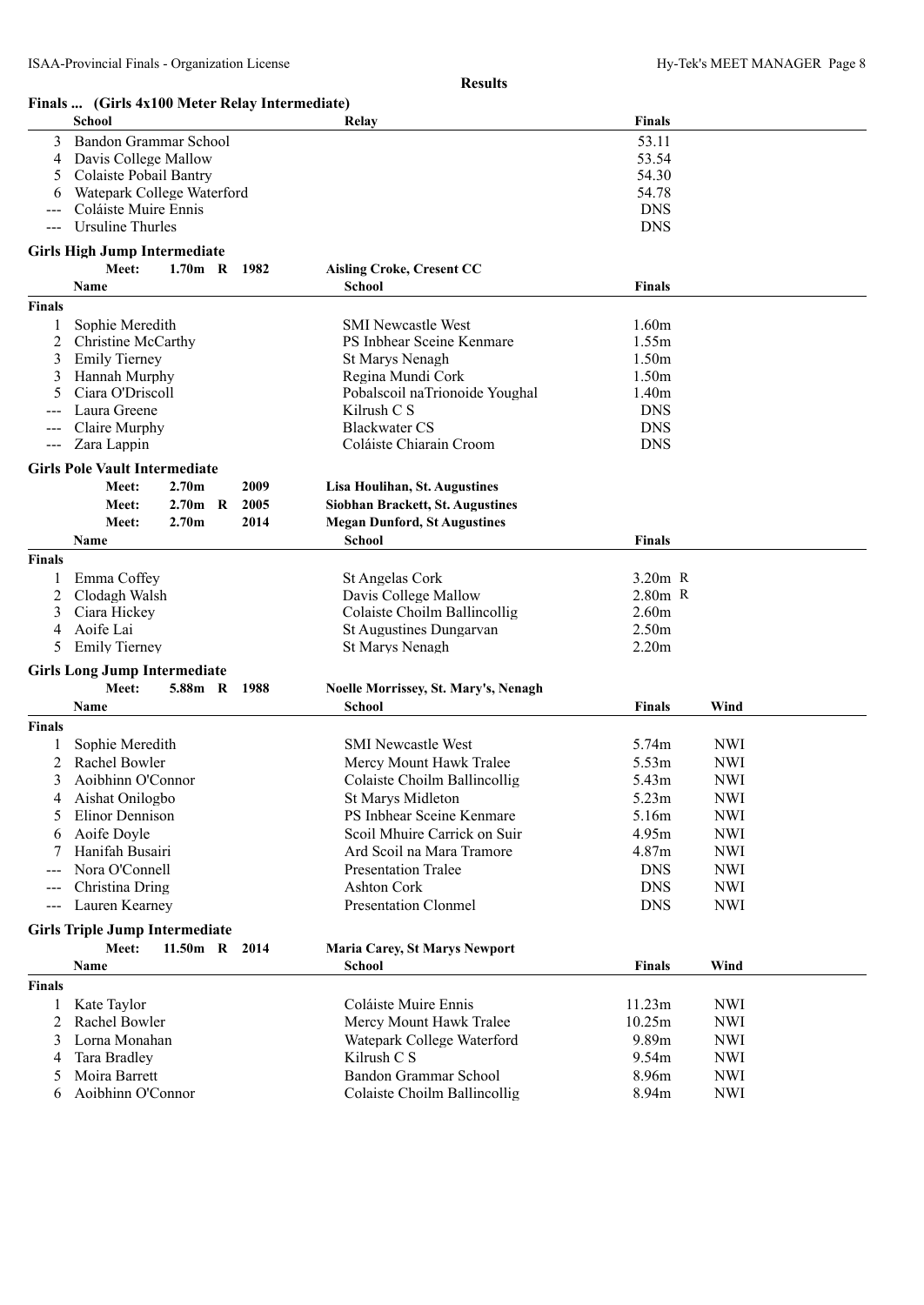**Results**

### Finals ... (Girls 4x100 Meter Relay Intermediate)

| | School | Relay | Finals |
|---|---|---|---|
| 3 | Bandon Grammar School | | 53.11 |
| 4 | Davis College Mallow | | 53.54 |
| 5 | Colaiste Pobail Bantry | | 54.30 |
| 6 | Watepark College Waterford | | 54.78 |
| --- | Coláiste Muire Ennis | | DNS |
| --- | Ursuline Thurles | | DNS |

### Girls High Jump Intermediate

Meet: 1.70m R 1982 — Aisling Croke, Cresent CC

| | Name | School | Finals |
|---|---|---|---|
| **Finals** | | | |
| 1 | Sophie Meredith | SMI Newcastle West | 1.60m |
| 2 | Christine McCarthy | PS Inbhear Sceine Kenmare | 1.55m |
| 3 | Emily Tierney | St Marys Nenagh | 1.50m |
| 3 | Hannah Murphy | Regina Mundi Cork | 1.50m |
| 5 | Ciara O'Driscoll | Pobalscoil naTrionoide Youghal | 1.40m |
| --- | Laura Greene | Kilrush C S | DNS |
| --- | Claire Murphy | Blackwater CS | DNS |
| --- | Zara Lappin | Coláiste Chiarain Croom | DNS |

### Girls Pole Vault Intermediate

Meet: 2.70m 2009 — Lisa Houlihan, St. Augustines
Meet: 2.70m R 2005 — Siobhan Brackett, St. Augustines
Meet: 2.70m 2014 — Megan Dunford, St Augustines

| | Name | School | Finals |
|---|---|---|---|
| **Finals** | | | |
| 1 | Emma Coffey | St Angelas Cork | 3.20m R |
| 2 | Clodagh Walsh | Davis College Mallow | 2.80m R |
| 3 | Ciara Hickey | Colaiste Choilm Ballincollig | 2.60m |
| 4 | Aoife Lai | St Augustines Dungarvan | 2.50m |
| 5 | Emily Tierney | St Marys Nenagh | 2.20m |

### Girls Long Jump Intermediate

Meet: 5.88m R 1988 — Noelle Morrissey, St. Mary's, Nenagh

| | Name | School | Finals | Wind |
|---|---|---|---|---|
| **Finals** | | | | |
| 1 | Sophie Meredith | SMI Newcastle West | 5.74m | NWI |
| 2 | Rachel Bowler | Mercy Mount Hawk Tralee | 5.53m | NWI |
| 3 | Aoibhinn O'Connor | Colaiste Choilm Ballincollig | 5.43m | NWI |
| 4 | Aishat Onilogbo | St Marys Midleton | 5.23m | NWI |
| 5 | Elinor Dennison | PS Inbhear Sceine Kenmare | 5.16m | NWI |
| 6 | Aoife Doyle | Scoil Mhuire Carrick on Suir | 4.95m | NWI |
| 7 | Hanifah Busairi | Ard Scoil na Mara Tramore | 4.87m | NWI |
| --- | Nora O'Connell | Presentation Tralee | DNS | NWI |
| --- | Christina Dring | Ashton Cork | DNS | NWI |
| --- | Lauren Kearney | Presentation Clonmel | DNS | NWI |

### Girls Triple Jump Intermediate

Meet: 11.50m R 2014 — Maria Carey, St Marys Newport

| | Name | School | Finals | Wind |
|---|---|---|---|---|
| **Finals** | | | | |
| 1 | Kate Taylor | Coláiste Muire Ennis | 11.23m | NWI |
| 2 | Rachel Bowler | Mercy Mount Hawk Tralee | 10.25m | NWI |
| 3 | Lorna Monahan | Watepark College Waterford | 9.89m | NWI |
| 4 | Tara Bradley | Kilrush C S | 9.54m | NWI |
| 5 | Moira Barrett | Bandon Grammar School | 8.96m | NWI |
| 6 | Aoibhinn O'Connor | Colaiste Choilm Ballincollig | 8.94m | NWI |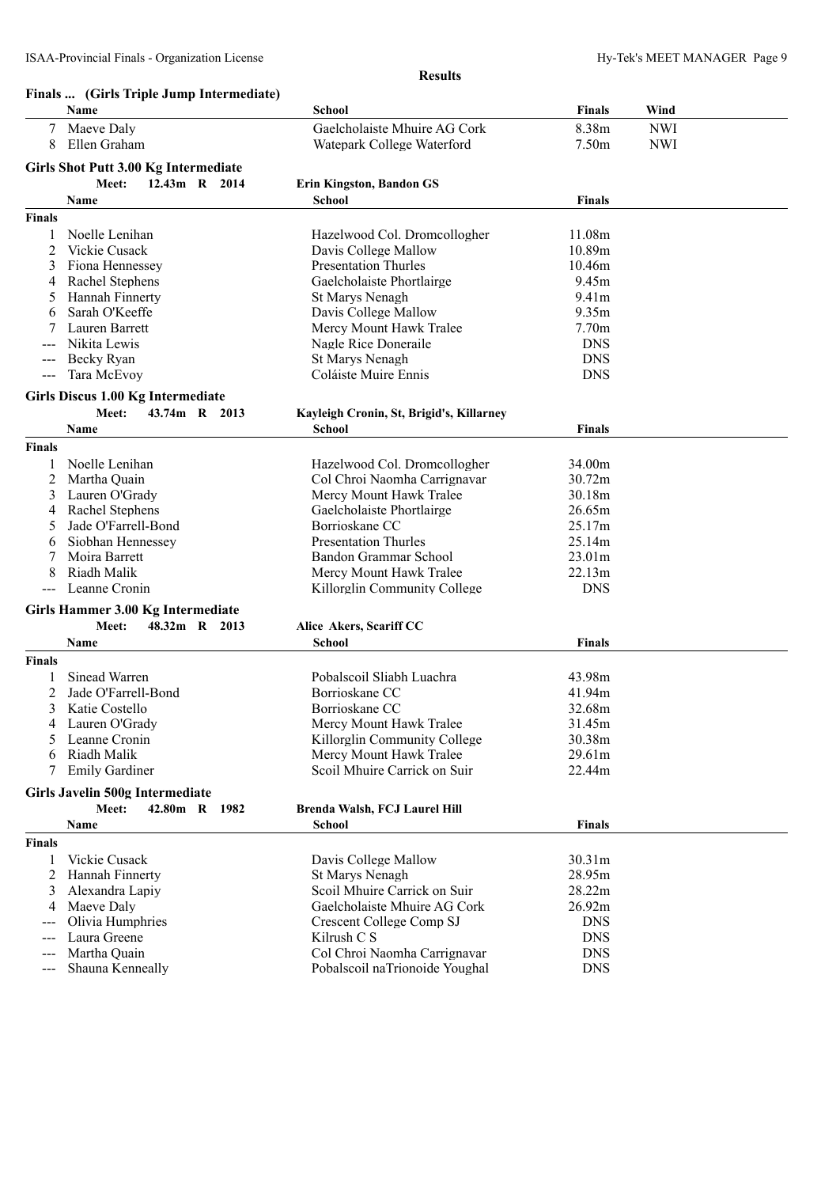**Results**

## Finals ... (Girls Triple Jump Intermediate)

| | Name | School | Finals | Wind |
|---|---|---|---|---|
| 7 | Maeve Daly | Gaelcholaiste Mhuire AG Cork | 8.38m | NWI |
| 8 | Ellen Graham | Watepark College Waterford | 7.50m | NWI |

## Girls Shot Putt 3.00 Kg Intermediate

Meet: 12.43m R 2014 Erin Kingston, Bandon GS

| | Name | School | Finals |
|---|---|---|---|
| **Finals** | | | |
| 1 | Noelle Lenihan | Hazelwood Col. Dromcollogher | 11.08m |
| 2 | Vickie Cusack | Davis College Mallow | 10.89m |
| 3 | Fiona Hennessey | Presentation Thurles | 10.46m |
| 4 | Rachel Stephens | Gaelcholaiste Phortlairge | 9.45m |
| 5 | Hannah Finnerty | St Marys Nenagh | 9.41m |
| 6 | Sarah O'Keeffe | Davis College Mallow | 9.35m |
| 7 | Lauren Barrett | Mercy Mount Hawk Tralee | 7.70m |
| --- | Nikita Lewis | Nagle Rice Doneraile | DNS |
| --- | Becky Ryan | St Marys Nenagh | DNS |
| --- | Tara McEvoy | Coláiste Muire Ennis | DNS |

## Girls Discus 1.00 Kg Intermediate

Meet: 43.74m R 2013 Kayleigh Cronin, St, Brigid's, Killarney

| | Name | School | Finals |
|---|---|---|---|
| **Finals** | | | |
| 1 | Noelle Lenihan | Hazelwood Col. Dromcollogher | 34.00m |
| 2 | Martha Quain | Col Chroi Naomha Carrignavar | 30.72m |
| 3 | Lauren O'Grady | Mercy Mount Hawk Tralee | 30.18m |
| 4 | Rachel Stephens | Gaelcholaiste Phortlairge | 26.65m |
| 5 | Jade O'Farrell-Bond | Borrioskane CC | 25.17m |
| 6 | Siobhan Hennessey | Presentation Thurles | 25.14m |
| 7 | Moira Barrett | Bandon Grammar School | 23.01m |
| 8 | Riadh Malik | Mercy Mount Hawk Tralee | 22.13m |
| --- | Leanne Cronin | Killorglin Community College | DNS |

## Girls Hammer 3.00 Kg Intermediate

Meet: 48.32m R 2013 Alice Akers, Scariff CC

| | Name | School | Finals |
|---|---|---|---|
| **Finals** | | | |
| 1 | Sinead Warren | Pobalscoil Sliabh Luachra | 43.98m |
| 2 | Jade O'Farrell-Bond | Borrioskane CC | 41.94m |
| 3 | Katie Costello | Borrioskane CC | 32.68m |
| 4 | Lauren O'Grady | Mercy Mount Hawk Tralee | 31.45m |
| 5 | Leanne Cronin | Killorglin Community College | 30.38m |
| 6 | Riadh Malik | Mercy Mount Hawk Tralee | 29.61m |
| 7 | Emily Gardiner | Scoil Mhuire Carrick on Suir | 22.44m |

## Girls Javelin 500g Intermediate

Meet: 42.80m R 1982 Brenda Walsh, FCJ Laurel Hill

| | Name | School | Finals |
|---|---|---|---|
| **Finals** | | | |
| 1 | Vickie Cusack | Davis College Mallow | 30.31m |
| 2 | Hannah Finnerty | St Marys Nenagh | 28.95m |
| 3 | Alexandra Lapiy | Scoil Mhuire Carrick on Suir | 28.22m |
| 4 | Maeve Daly | Gaelcholaiste Mhuire AG Cork | 26.92m |
| --- | Olivia Humphries | Crescent College Comp SJ | DNS |
| --- | Laura Greene | Kilrush C S | DNS |
| --- | Martha Quain | Col Chroi Naomha Carrignavar | DNS |
| --- | Shauna Kenneally | Pobalscoil naTrionoide Youghal | DNS |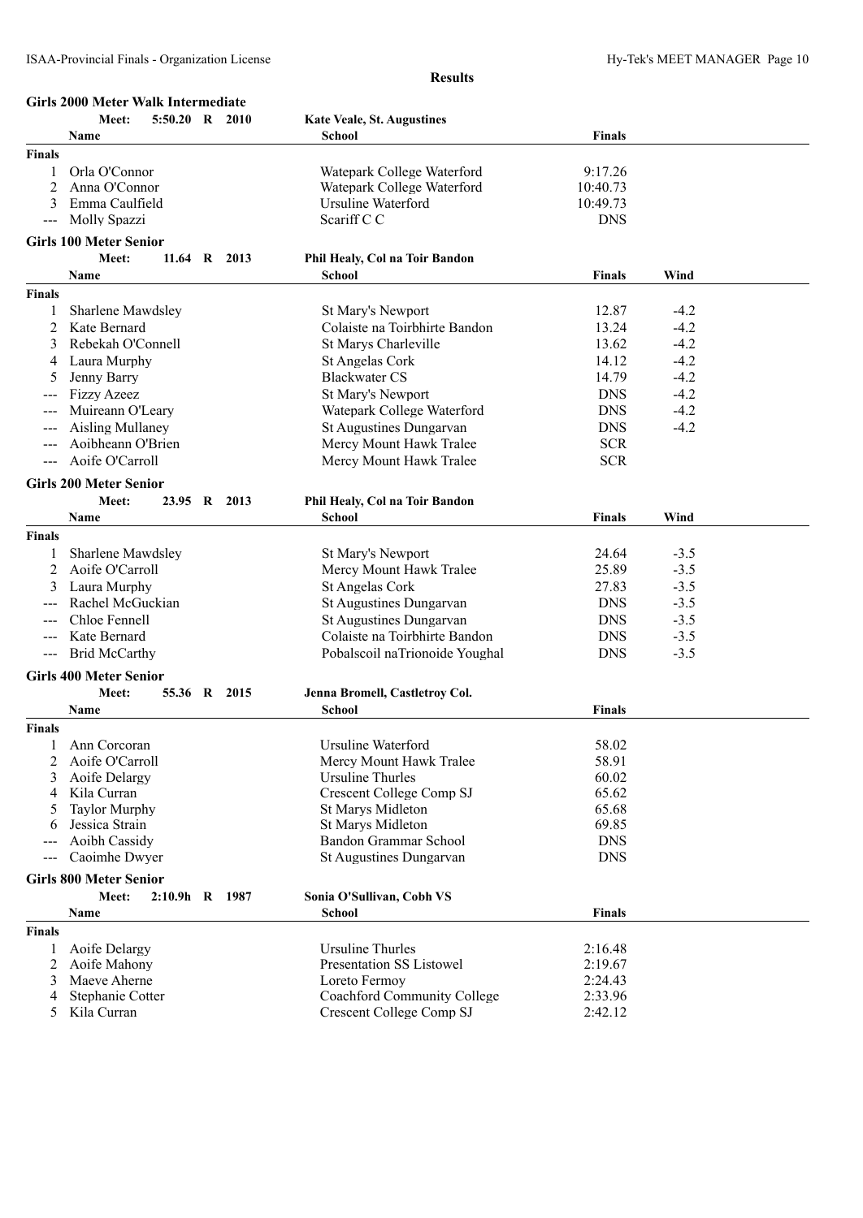**Results**

### Girls 2000 Meter Walk Intermediate

| | Name | School | Finals |
|---|---|---|---|
| | Meet: 5:50.20 R 2010 | Kate Veale, St. Augustines | |
| **Finals** | | | |
| 1 | Orla O'Connor | Watepark College Waterford | 9:17.26 |
| 2 | Anna O'Connor | Watepark College Waterford | 10:40.73 |
| 3 | Emma Caulfield | Ursuline Waterford | 10:49.73 |
| --- | Molly Spazzi | Scariff C C | DNS |

### Girls 100 Meter Senior

| | Name | School | Finals | Wind |
|---|---|---|---|---|
| | Meet: 11.64 R 2013 | Phil Healy, Col na Toir Bandon | | |
| **Finals** | | | | |
| 1 | Sharlene Mawdsley | St Mary's Newport | 12.87 | -4.2 |
| 2 | Kate Bernard | Colaiste na Toirbhirte Bandon | 13.24 | -4.2 |
| 3 | Rebekah O'Connell | St Marys Charleville | 13.62 | -4.2 |
| 4 | Laura Murphy | St Angelas Cork | 14.12 | -4.2 |
| 5 | Jenny Barry | Blackwater CS | 14.79 | -4.2 |
| --- | Fizzy Azeez | St Mary's Newport | DNS | -4.2 |
| --- | Muireann O'Leary | Watepark College Waterford | DNS | -4.2 |
| --- | Aisling Mullaney | St Augustines Dungarvan | DNS | -4.2 |
| --- | Aoibheann O'Brien | Mercy Mount Hawk Tralee | SCR | |
| --- | Aoife O'Carroll | Mercy Mount Hawk Tralee | SCR | |

### Girls 200 Meter Senior

| | Name | School | Finals | Wind |
|---|---|---|---|---|
| | Meet: 23.95 R 2013 | Phil Healy, Col na Toir Bandon | | |
| **Finals** | | | | |
| 1 | Sharlene Mawdsley | St Mary's Newport | 24.64 | -3.5 |
| 2 | Aoife O'Carroll | Mercy Mount Hawk Tralee | 25.89 | -3.5 |
| 3 | Laura Murphy | St Angelas Cork | 27.83 | -3.5 |
| --- | Rachel McGuckian | St Augustines Dungarvan | DNS | -3.5 |
| --- | Chloe Fennell | St Augustines Dungarvan | DNS | -3.5 |
| --- | Kate Bernard | Colaiste na Toirbhirte Bandon | DNS | -3.5 |
| --- | Brid McCarthy | Pobalscoil naTrionoide Youghal | DNS | -3.5 |

### Girls 400 Meter Senior

| | Name | School | Finals |
|---|---|---|---|
| | Meet: 55.36 R 2015 | Jenna Bromell, Castletroy Col. | |
| **Finals** | | | |
| 1 | Ann Corcoran | Ursuline Waterford | 58.02 |
| 2 | Aoife O'Carroll | Mercy Mount Hawk Tralee | 58.91 |
| 3 | Aoife Delargy | Ursuline Thurles | 60.02 |
| 4 | Kila Curran | Crescent College Comp SJ | 65.62 |
| 5 | Taylor Murphy | St Marys Midleton | 65.68 |
| 6 | Jessica Strain | St Marys Midleton | 69.85 |
| --- | Aoibh Cassidy | Bandon Grammar School | DNS |
| --- | Caoimhe Dwyer | St Augustines Dungarvan | DNS |

### Girls 800 Meter Senior

| | Name | School | Finals |
|---|---|---|---|
| | Meet: 2:10.9h R 1987 | Sonia O'Sullivan, Cobh VS | |
| **Finals** | | | |
| 1 | Aoife Delargy | Ursuline Thurles | 2:16.48 |
| 2 | Aoife Mahony | Presentation SS Listowel | 2:19.67 |
| 3 | Maeve Aherne | Loreto Fermoy | 2:24.43 |
| 4 | Stephanie Cotter | Coachford Community College | 2:33.96 |
| 5 | Kila Curran | Crescent College Comp SJ | 2:42.12 |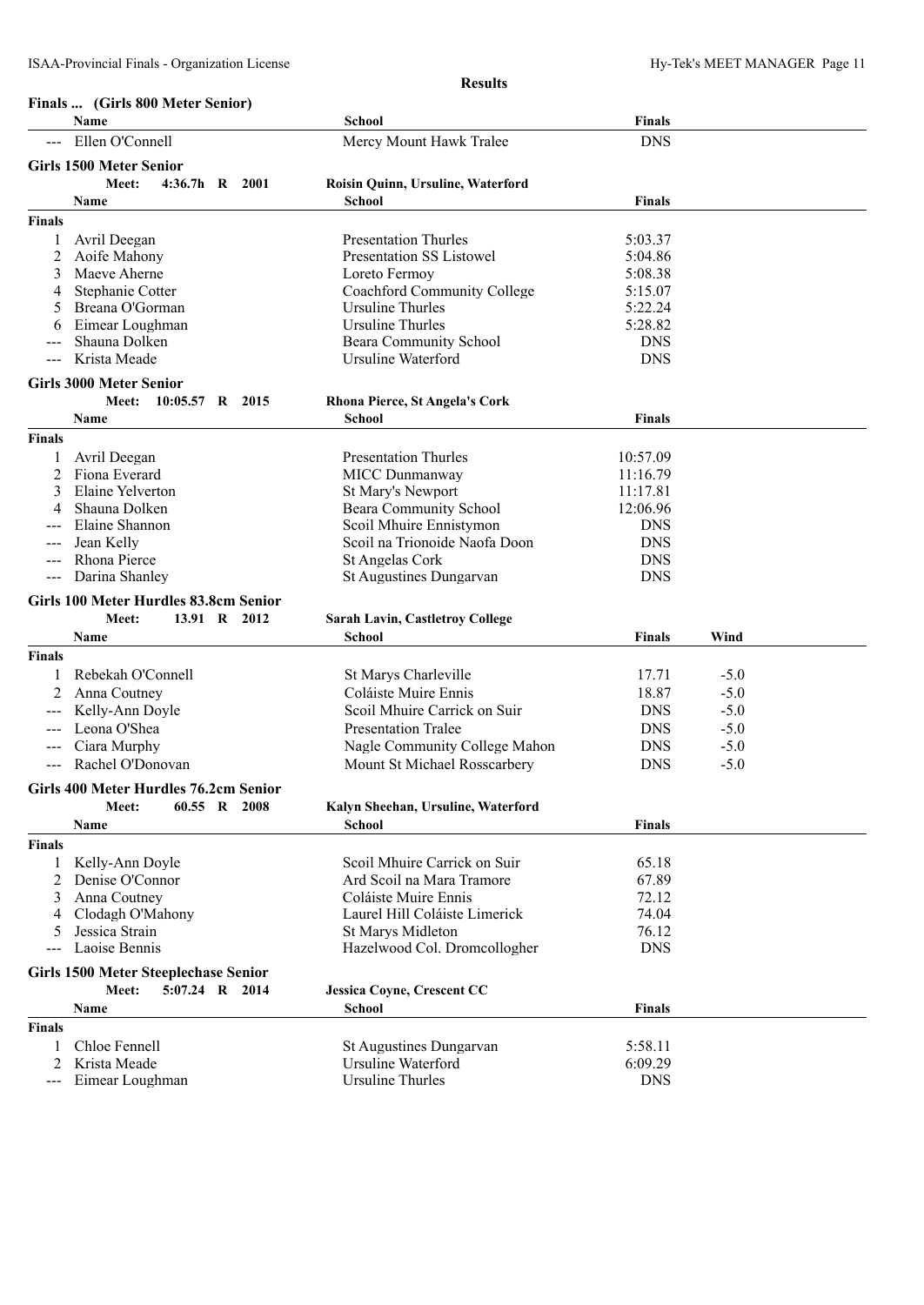**Results**

## Finals ... (Girls 800 Meter Senior)

| | Name | School | Finals |
|---|---|---|---|
| --- | Ellen O'Connell | Mercy Mount Hawk Tralee | DNS |

## Girls 1500 Meter Senior

Meet: 4:36.7h R 2001 Roisin Quinn, Ursuline, Waterford

| | Name | School | Finals |
|---|---|---|---|
| **Finals** | | | |
| 1 | Avril Deegan | Presentation Thurles | 5:03.37 |
| 2 | Aoife Mahony | Presentation SS Listowel | 5:04.86 |
| 3 | Maeve Aherne | Loreto Fermoy | 5:08.38 |
| 4 | Stephanie Cotter | Coachford Community College | 5:15.07 |
| 5 | Breana O'Gorman | Ursuline Thurles | 5:22.24 |
| 6 | Eimear Loughman | Ursuline Thurles | 5:28.82 |
| --- | Shauna Dolken | Beara Community School | DNS |
| --- | Krista Meade | Ursuline Waterford | DNS |

## Girls 3000 Meter Senior

Meet: 10:05.57 R 2015 Rhona Pierce, St Angela's Cork

| | Name | School | Finals |
|---|---|---|---|
| **Finals** | | | |
| 1 | Avril Deegan | Presentation Thurles | 10:57.09 |
| 2 | Fiona Everard | MICC Dunmanway | 11:16.79 |
| 3 | Elaine Yelverton | St Mary's Newport | 11:17.81 |
| 4 | Shauna Dolken | Beara Community School | 12:06.96 |
| --- | Elaine Shannon | Scoil Mhuire Ennistymon | DNS |
| --- | Jean Kelly | Scoil na Trionoide Naofa Doon | DNS |
| --- | Rhona Pierce | St Angelas Cork | DNS |
| --- | Darina Shanley | St Augustines Dungarvan | DNS |

## Girls 100 Meter Hurdles 83.8cm Senior

Meet: 13.91 R 2012 Sarah Lavin, Castletroy College

| | Name | School | Finals | Wind |
|---|---|---|---|---|
| **Finals** | | | | |
| 1 | Rebekah O'Connell | St Marys Charleville | 17.71 | -5.0 |
| 2 | Anna Coutney | Coláiste Muire Ennis | 18.87 | -5.0 |
| --- | Kelly-Ann Doyle | Scoil Mhuire Carrick on Suir | DNS | -5.0 |
| --- | Leona O'Shea | Presentation Tralee | DNS | -5.0 |
| --- | Ciara Murphy | Nagle Community College Mahon | DNS | -5.0 |
| --- | Rachel O'Donovan | Mount St Michael Rosscarbery | DNS | -5.0 |

## Girls 400 Meter Hurdles 76.2cm Senior

Meet: 60.55 R 2008 Kalyn Sheehan, Ursuline, Waterford

| | Name | School | Finals |
|---|---|---|---|
| **Finals** | | | |
| 1 | Kelly-Ann Doyle | Scoil Mhuire Carrick on Suir | 65.18 |
| 2 | Denise O'Connor | Ard Scoil na Mara Tramore | 67.89 |
| 3 | Anna Coutney | Coláiste Muire Ennis | 72.12 |
| 4 | Clodagh O'Mahony | Laurel Hill Coláiste Limerick | 74.04 |
| 5 | Jessica Strain | St Marys Midleton | 76.12 |
| --- | Laoise Bennis | Hazelwood Col. Dromcollogher | DNS |

## Girls 1500 Meter Steeplechase Senior

Meet: 5:07.24 R 2014 Jessica Coyne, Crescent CC

| | Name | School | Finals |
|---|---|---|---|
| **Finals** | | | |
| 1 | Chloe Fennell | St Augustines Dungarvan | 5:58.11 |
| 2 | Krista Meade | Ursuline Waterford | 6:09.29 |
| --- | Eimear Loughman | Ursuline Thurles | DNS |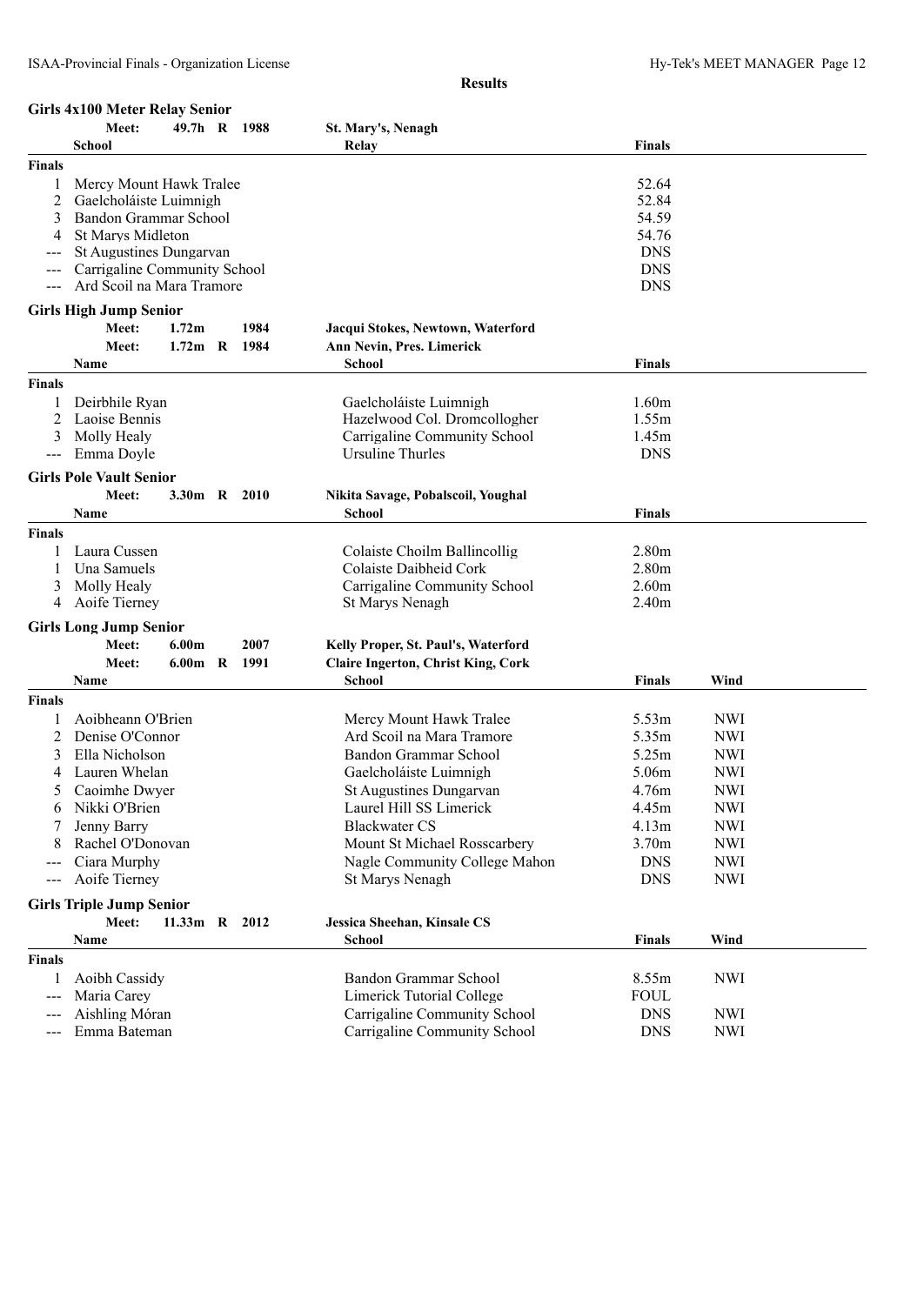**Results**

### Girls 4x100 Meter Relay Senior

Meet: 49.7h R 1988 — St. Mary's, Nenagh

| | School | Relay | Finals |
|---|---|---|---|
| **Finals** | | | |
| 1 | Mercy Mount Hawk Tralee | | 52.64 |
| 2 | Gaelcholáiste Luimnigh | | 52.84 |
| 3 | Bandon Grammar School | | 54.59 |
| 4 | St Marys Midleton | | 54.76 |
| --- | St Augustines Dungarvan | | DNS |
| --- | Carrigaline Community School | | DNS |
| --- | Ard Scoil na Mara Tramore | | DNS |

### Girls High Jump Senior

Meet: 1.72m 1984 — Jacqui Stokes, Newtown, Waterford
Meet: 1.72m R 1984 — Ann Nevin, Pres. Limerick

| | Name | School | Finals |
|---|---|---|---|
| **Finals** | | | |
| 1 | Deirbhile Ryan | Gaelcholáiste Luimnigh | 1.60m |
| 2 | Laoise Bennis | Hazelwood Col. Dromcollogher | 1.55m |
| 3 | Molly Healy | Carrigaline Community School | 1.45m |
| --- | Emma Doyle | Ursuline Thurles | DNS |

### Girls Pole Vault Senior

Meet: 3.30m R 2010 — Nikita Savage, Pobalscoil, Youghal

| | Name | School | Finals |
|---|---|---|---|
| **Finals** | | | |
| 1 | Laura Cussen | Colaiste Choilm Ballincollig | 2.80m |
| 1 | Una Samuels | Colaiste Daibheid Cork | 2.80m |
| 3 | Molly Healy | Carrigaline Community School | 2.60m |
| 4 | Aoife Tierney | St Marys Nenagh | 2.40m |

### Girls Long Jump Senior

Meet: 6.00m 2007 — Kelly Proper, St. Paul's, Waterford
Meet: 6.00m R 1991 — Claire Ingerton, Christ King, Cork

| | Name | School | Finals | Wind |
|---|---|---|---|---|
| **Finals** | | | | |
| 1 | Aoibheann O'Brien | Mercy Mount Hawk Tralee | 5.53m | NWI |
| 2 | Denise O'Connor | Ard Scoil na Mara Tramore | 5.35m | NWI |
| 3 | Ella Nicholson | Bandon Grammar School | 5.25m | NWI |
| 4 | Lauren Whelan | Gaelcholáiste Luimnigh | 5.06m | NWI |
| 5 | Caoimhe Dwyer | St Augustines Dungarvan | 4.76m | NWI |
| 6 | Nikki O'Brien | Laurel Hill SS Limerick | 4.45m | NWI |
| 7 | Jenny Barry | Blackwater CS | 4.13m | NWI |
| 8 | Rachel O'Donovan | Mount St Michael Rosscarbery | 3.70m | NWI |
| --- | Ciara Murphy | Nagle Community College Mahon | DNS | NWI |
| --- | Aoife Tierney | St Marys Nenagh | DNS | NWI |

### Girls Triple Jump Senior

Meet: 11.33m R 2012 — Jessica Sheehan, Kinsale CS

| | Name | School | Finals | Wind |
|---|---|---|---|---|
| **Finals** | | | | |
| 1 | Aoibh Cassidy | Bandon Grammar School | 8.55m | NWI |
| --- | Maria Carey | Limerick Tutorial College | FOUL | |
| --- | Aishling Móran | Carrigaline Community School | DNS | NWI |
| --- | Emma Bateman | Carrigaline Community School | DNS | NWI |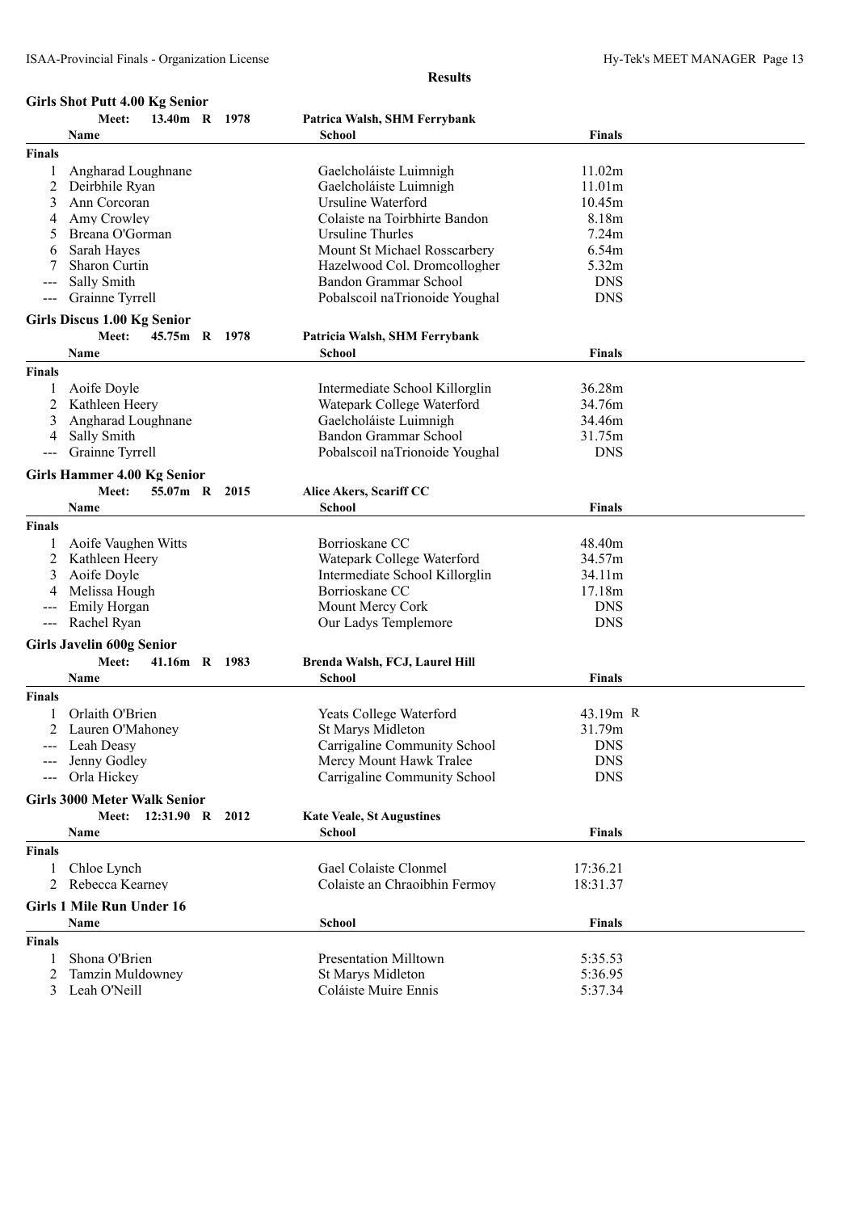**Results**

## Girls Shot Putt 4.00 Kg Senior

Meet: 13.40m R 1978 — Patrica Walsh, SHM Ferrybank

| | Name | School | Finals |
|---|---|---|---|
| **Finals** | | | |
| 1 | Angharad Loughnane | Gaelcholáiste Luimnigh | 11.02m |
| 2 | Deirbhile Ryan | Gaelcholáiste Luimnigh | 11.01m |
| 3 | Ann Corcoran | Ursuline Waterford | 10.45m |
| 4 | Amy Crowley | Colaiste na Toirbhirte Bandon | 8.18m |
| 5 | Breana O'Gorman | Ursuline Thurles | 7.24m |
| 6 | Sarah Hayes | Mount St Michael Rosscarbery | 6.54m |
| 7 | Sharon Curtin | Hazelwood Col. Dromcollogher | 5.32m |
| --- | Sally Smith | Bandon Grammar School | DNS |
| --- | Grainne Tyrrell | Pobalscoil naTrionoide Youghal | DNS |

## Girls Discus 1.00 Kg Senior

Meet: 45.75m R 1978 — Patricia Walsh, SHM Ferrybank

| | Name | School | Finals |
|---|---|---|---|
| **Finals** | | | |
| 1 | Aoife Doyle | Intermediate School Killorglin | 36.28m |
| 2 | Kathleen Heery | Watepark College Waterford | 34.76m |
| 3 | Angharad Loughnane | Gaelcholáiste Luimnigh | 34.46m |
| 4 | Sally Smith | Bandon Grammar School | 31.75m |
| --- | Grainne Tyrrell | Pobalscoil naTrionoide Youghal | DNS |

## Girls Hammer 4.00 Kg Senior

Meet: 55.07m R 2015 — Alice Akers, Scariff CC

| | Name | School | Finals |
|---|---|---|---|
| **Finals** | | | |
| 1 | Aoife Vaughen Witts | Borrioskane CC | 48.40m |
| 2 | Kathleen Heery | Watepark College Waterford | 34.57m |
| 3 | Aoife Doyle | Intermediate School Killorglin | 34.11m |
| 4 | Melissa Hough | Borrioskane CC | 17.18m |
| --- | Emily Horgan | Mount Mercy Cork | DNS |
| --- | Rachel Ryan | Our Ladys Templemore | DNS |

## Girls Javelin 600g Senior

Meet: 41.16m R 1983 — Brenda Walsh, FCJ, Laurel Hill

| | Name | School | Finals |
|---|---|---|---|
| **Finals** | | | |
| 1 | Orlaith O'Brien | Yeats College Waterford | 43.19m R |
| 2 | Lauren O'Mahoney | St Marys Midleton | 31.79m |
| --- | Leah Deasy | Carrigaline Community School | DNS |
| --- | Jenny Godley | Mercy Mount Hawk Tralee | DNS |
| --- | Orla Hickey | Carrigaline Community School | DNS |

## Girls 3000 Meter Walk Senior

Meet: 12:31.90 R 2012 — Kate Veale, St Augustines

| | Name | School | Finals |
|---|---|---|---|
| **Finals** | | | |
| 1 | Chloe Lynch | Gael Colaiste Clonmel | 17:36.21 |
| 2 | Rebecca Kearney | Colaiste an Chraoibhin Fermoy | 18:31.37 |

## Girls 1 Mile Run Under 16

| | Name | School | Finals |
|---|---|---|---|
| **Finals** | | | |
| 1 | Shona O'Brien | Presentation Milltown | 5:35.53 |
| 2 | Tamzin Muldowney | St Marys Midleton | 5:36.95 |
| 3 | Leah O'Neill | Coláiste Muire Ennis | 5:37.34 |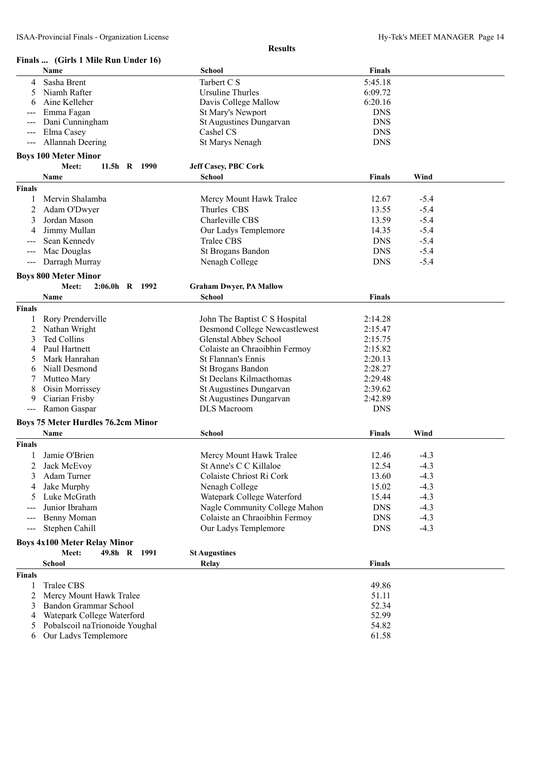**Results**

## Finals ... (Girls 1 Mile Run Under 16)

| | Name | School | Finals |
|---|---|---|---|
| 4 | Sasha Brent | Tarbert C S | 5:45.18 |
| 5 | Niamh Rafter | Ursuline Thurles | 6:09.72 |
| 6 | Aine Kelleher | Davis College Mallow | 6:20.16 |
| --- | Emma Fagan | St Mary's Newport | DNS |
| --- | Dani Cunningham | St Augustines Dungarvan | DNS |
| --- | Elma Casey | Cashel CS | DNS |
| --- | Allannah Deering | St Marys Nenagh | DNS |

## Boys 100 Meter Minor

**Meet: 11.5h R 1990 Jeff Casey, PBC Cork**

**Finals**

| | Name | School | Finals | Wind |
|---|---|---|---|---|
| 1 | Mervin Shalamba | Mercy Mount Hawk Tralee | 12.67 | -5.4 |
| 2 | Adam O'Dwyer | Thurles CBS | 13.55 | -5.4 |
| 3 | Jordan Mason | Charleville CBS | 13.59 | -5.4 |
| 4 | Jimmy Mullan | Our Ladys Templemore | 14.35 | -5.4 |
| --- | Sean Kennedy | Tralee CBS | DNS | -5.4 |
| --- | Mac Douglas | St Brogans Bandon | DNS | -5.4 |
| --- | Darragh Murray | Nenagh College | DNS | -5.4 |

## Boys 800 Meter Minor

**Meet: 2:06.0h R 1992 Graham Dwyer, PA Mallow**

**Finals**

| | Name | School | Finals |
|---|---|---|---|
| 1 | Rory Prenderville | John The Baptist C S Hospital | 2:14.28 |
| 2 | Nathan Wright | Desmond College Newcastlewest | 2:15.47 |
| 3 | Ted Collins | Glenstal Abbey School | 2:15.75 |
| 4 | Paul Hartnett | Colaiste an Chraoibhin Fermoy | 2:15.82 |
| 5 | Mark Hanrahan | St Flannan's Ennis | 2:20.13 |
| 6 | Niall Desmond | St Brogans Bandon | 2:28.27 |
| 7 | Mutteo Mary | St Declans Kilmacthomas | 2:29.48 |
| 8 | Oisin Morrissey | St Augustines Dungarvan | 2:39.62 |
| 9 | Ciarian Frisby | St Augustines Dungarvan | 2:42.89 |
| --- | Ramon Gaspar | DLS Macroom | DNS |

## Boys 75 Meter Hurdles 76.2cm Minor

**Finals**

| | Name | School | Finals | Wind |
|---|---|---|---|---|
| 1 | Jamie O'Brien | Mercy Mount Hawk Tralee | 12.46 | -4.3 |
| 2 | Jack McEvoy | St Anne's C C Killaloe | 12.54 | -4.3 |
| 3 | Adam Turner | Colaiste Chriost Ri Cork | 13.60 | -4.3 |
| 4 | Jake Murphy | Nenagh College | 15.02 | -4.3 |
| 5 | Luke McGrath | Watepark College Waterford | 15.44 | -4.3 |
| --- | Junior Ibraham | Nagle Community College Mahon | DNS | -4.3 |
| --- | Benny Moman | Colaiste an Chraoibhin Fermoy | DNS | -4.3 |
| --- | Stephen Cahill | Our Ladys Templemore | DNS | -4.3 |

## Boys 4x100 Meter Relay Minor

**Meet: 49.8h R 1991 St Augustines**

**Finals**

| | School | Relay | Finals |
|---|---|---|---|
| 1 | Tralee CBS | | 49.86 |
| 2 | Mercy Mount Hawk Tralee | | 51.11 |
| 3 | Bandon Grammar School | | 52.34 |
| 4 | Watepark College Waterford | | 52.99 |
| 5 | Pobalscoil naTrionoide Youghal | | 54.82 |
| 6 | Our Ladys Templemore | | 61.58 |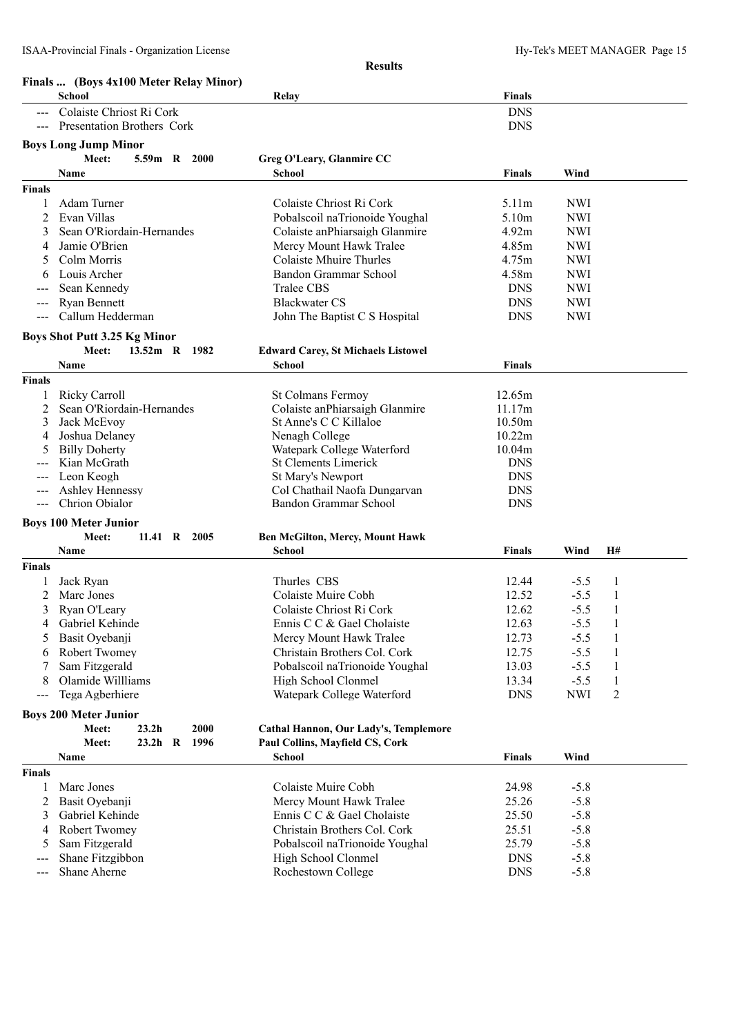**Results**

### Finals ... (Boys 4x100 Meter Relay Minor)

| | School | Relay | Finals |
|---|---|---|---|
| --- | Colaiste Chriost Ri Cork | | DNS |
| --- | Presentation Brothers Cork | | DNS |

### Boys Long Jump Minor

Meet: 5.59m R 2000 Greg O'Leary, Glanmire CC

| | Name | School | Finals | Wind |
|---|---|---|---|---|
| **Finals** | | | | |
| 1 | Adam Turner | Colaiste Chriost Ri Cork | 5.11m | NWI |
| 2 | Evan Villas | Pobalscoil naTrionoide Youghal | 5.10m | NWI |
| 3 | Sean O'Riordain-Hernandes | Colaiste anPhiarsaigh Glanmire | 4.92m | NWI |
| 4 | Jamie O'Brien | Mercy Mount Hawk Tralee | 4.85m | NWI |
| 5 | Colm Morris | Colaiste Mhuire Thurles | 4.75m | NWI |
| 6 | Louis Archer | Bandon Grammar School | 4.58m | NWI |
| --- | Sean Kennedy | Tralee CBS | DNS | NWI |
| --- | Ryan Bennett | Blackwater CS | DNS | NWI |
| --- | Callum Hedderman | John The Baptist C S Hospital | DNS | NWI |

### Boys Shot Putt 3.25 Kg Minor

Meet: 13.52m R 1982 Edward Carey, St Michaels Listowel

| | Name | School | Finals |
|---|---|---|---|
| **Finals** | | | |
| 1 | Ricky Carroll | St Colmans Fermoy | 12.65m |
| 2 | Sean O'Riordain-Hernandes | Colaiste anPhiarsaigh Glanmire | 11.17m |
| 3 | Jack McEvoy | St Anne's C C Killaloe | 10.50m |
| 4 | Joshua Delaney | Nenagh College | 10.22m |
| 5 | Billy Doherty | Watepark College Waterford | 10.04m |
| --- | Kian McGrath | St Clements Limerick | DNS |
| --- | Leon Keogh | St Mary's Newport | DNS |
| --- | Ashley Hennessy | Col Chathail Naofa Dungarvan | DNS |
| --- | Chrion Obialor | Bandon Grammar School | DNS |

### Boys 100 Meter Junior

Meet: 11.41 R 2005 Ben McGilton, Mercy, Mount Hawk

| | Name | School | Finals | Wind | H# |
|---|---|---|---|---|---|
| **Finals** | | | | | |
| 1 | Jack Ryan | Thurles CBS | 12.44 | -5.5 | 1 |
| 2 | Marc Jones | Colaiste Muire Cobh | 12.52 | -5.5 | 1 |
| 3 | Ryan O'Leary | Colaiste Chriost Ri Cork | 12.62 | -5.5 | 1 |
| 4 | Gabriel Kehinde | Ennis C C & Gael Cholaiste | 12.63 | -5.5 | 1 |
| 5 | Basit Oyebanji | Mercy Mount Hawk Tralee | 12.73 | -5.5 | 1 |
| 6 | Robert Twomey | Christain Brothers Col. Cork | 12.75 | -5.5 | 1 |
| 7 | Sam Fitzgerald | Pobalscoil naTrionoide Youghal | 13.03 | -5.5 | 1 |
| 8 | Olamide Willliams | High School Clonmel | 13.34 | -5.5 | 1 |
| --- | Tega Agberhiere | Watepark College Waterford | DNS | NWI | 2 |

### Boys 200 Meter Junior

Meet: 23.2h 2000 Cathal Hannon, Our Lady's, Templemore

Meet: 23.2h R 1996 Paul Collins, Mayfield CS, Cork

| | Name | School | Finals | Wind |
|---|---|---|---|---|
| **Finals** | | | | |
| 1 | Marc Jones | Colaiste Muire Cobh | 24.98 | -5.8 |
| 2 | Basit Oyebanji | Mercy Mount Hawk Tralee | 25.26 | -5.8 |
| 3 | Gabriel Kehinde | Ennis C C & Gael Cholaiste | 25.50 | -5.8 |
| 4 | Robert Twomey | Christain Brothers Col. Cork | 25.51 | -5.8 |
| 5 | Sam Fitzgerald | Pobalscoil naTrionoide Youghal | 25.79 | -5.8 |
| --- | Shane Fitzgibbon | High School Clonmel | DNS | -5.8 |
| --- | Shane Aherne | Rochestown College | DNS | -5.8 |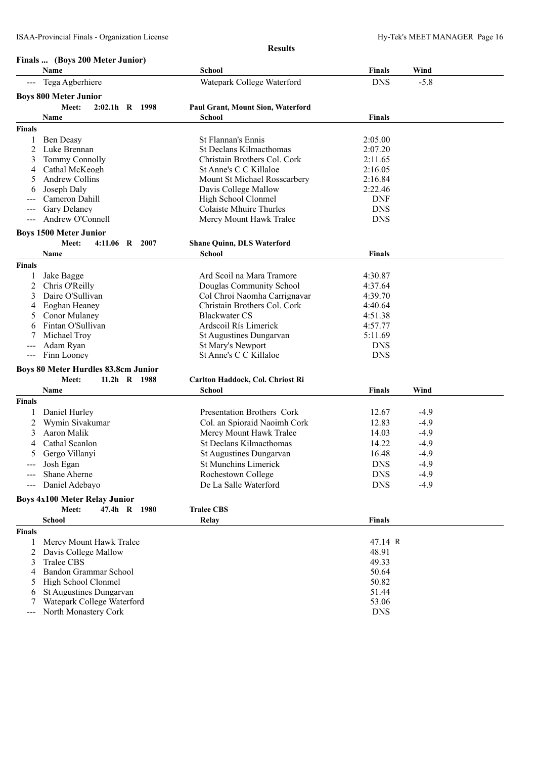**Results**

### Finals ... (Boys 200 Meter Junior)

| | Name | School | Finals | Wind |
|---|---|---|---|---|
| --- | Tega Agberhiere | Watepark College Waterford | DNS | -5.8 |

### Boys 800 Meter Junior

Meet: 2:02.1h R 1998 — Paul Grant, Mount Sion, Waterford

| | Name | School | Finals |
|---|---|---|---|
| **Finals** | | | |
| 1 | Ben Deasy | St Flannan's Ennis | 2:05.00 |
| 2 | Luke Brennan | St Declans Kilmacthomas | 2:07.20 |
| 3 | Tommy Connolly | Christain Brothers Col. Cork | 2:11.65 |
| 4 | Cathal McKeogh | St Anne's C C Killaloe | 2:16.05 |
| 5 | Andrew Collins | Mount St Michael Rosscarbery | 2:16.84 |
| 6 | Joseph Daly | Davis College Mallow | 2:22.46 |
| --- | Cameron Dahill | High School Clonmel | DNF |
| --- | Gary Delaney | Colaiste Mhuire Thurles | DNS |
| --- | Andrew O'Connell | Mercy Mount Hawk Tralee | DNS |

### Boys 1500 Meter Junior

Meet: 4:11.06 R 2007 — Shane Quinn, DLS Waterford

| | Name | School | Finals |
|---|---|---|---|
| **Finals** | | | |
| 1 | Jake Bagge | Ard Scoil na Mara Tramore | 4:30.87 |
| 2 | Chris O'Reilly | Douglas Community School | 4:37.64 |
| 3 | Daire O'Sullivan | Col Chroi Naomha Carrignavar | 4:39.70 |
| 4 | Eoghan Heaney | Christain Brothers Col. Cork | 4:40.64 |
| 5 | Conor Mulaney | Blackwater CS | 4:51.38 |
| 6 | Fintan O'Sullivan | Ardscoil Rís Limerick | 4:57.77 |
| 7 | Michael Troy | St Augustines Dungarvan | 5:11.69 |
| --- | Adam Ryan | St Mary's Newport | DNS |
| --- | Finn Looney | St Anne's C C Killaloe | DNS |

### Boys 80 Meter Hurdles 83.8cm Junior

Meet: 11.2h R 1988 — Carlton Haddock, Col. Chriost Ri

| | Name | School | Finals | Wind |
|---|---|---|---|---|
| **Finals** | | | | |
| 1 | Daniel Hurley | Presentation Brothers Cork | 12.67 | -4.9 |
| 2 | Wymin Sivakumar | Col. an Spioraid Naoimh Cork | 12.83 | -4.9 |
| 3 | Aaron Malik | Mercy Mount Hawk Tralee | 14.03 | -4.9 |
| 4 | Cathal Scanlon | St Declans Kilmacthomas | 14.22 | -4.9 |
| 5 | Gergo Villanyi | St Augustines Dungarvan | 16.48 | -4.9 |
| --- | Josh Egan | St Munchins Limerick | DNS | -4.9 |
| --- | Shane Aherne | Rochestown College | DNS | -4.9 |
| --- | Daniel Adebayo | De La Salle Waterford | DNS | -4.9 |

### Boys 4x100 Meter Relay Junior

Meet: 47.4h R 1980 — Tralee CBS

| | School | Relay | Finals |
|---|---|---|---|
| **Finals** | | | |
| 1 | Mercy Mount Hawk Tralee | | 47.14 R |
| 2 | Davis College Mallow | | 48.91 |
| 3 | Tralee CBS | | 49.33 |
| 4 | Bandon Grammar School | | 50.64 |
| 5 | High School Clonmel | | 50.82 |
| 6 | St Augustines Dungarvan | | 51.44 |
| 7 | Watepark College Waterford | | 53.06 |
| --- | North Monastery Cork | | DNS |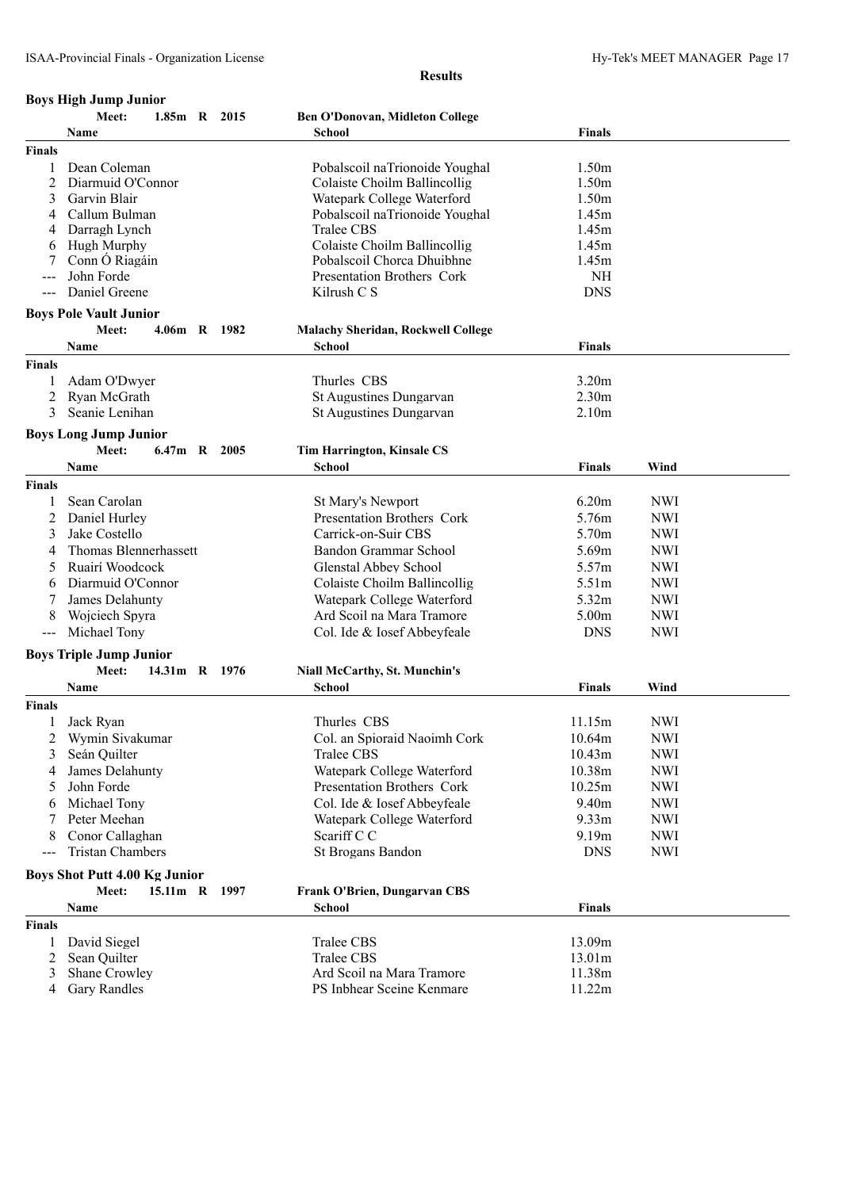**Results**

**Boys High Jump Junior**

Meet: 1.85m R 2015 — Ben O'Donovan, Midleton College

| | Name | School | Finals |
|---|---|---|---|
| **Finals** | | | |
| 1 | Dean Coleman | Pobalscoil naTrionoide Youghal | 1.50m |
| 2 | Diarmuid O'Connor | Colaiste Choilm Ballincollig | 1.50m |
| 3 | Garvin Blair | Watepark College Waterford | 1.50m |
| 4 | Callum Bulman | Pobalscoil naTrionoide Youghal | 1.45m |
| 4 | Darragh Lynch | Tralee CBS | 1.45m |
| 6 | Hugh Murphy | Colaiste Choilm Ballincollig | 1.45m |
| 7 | Conn Ó Riagáin | Pobalscoil Chorca Dhuibhne | 1.45m |
| --- | John Forde | Presentation Brothers Cork | NH |
| --- | Daniel Greene | Kilrush C S | DNS |

**Boys Pole Vault Junior**

Meet: 4.06m R 1982 — Malachy Sheridan, Rockwell College

| | Name | School | Finals |
|---|---|---|---|
| **Finals** | | | |
| 1 | Adam O'Dwyer | Thurles CBS | 3.20m |
| 2 | Ryan McGrath | St Augustines Dungarvan | 2.30m |
| 3 | Seanie Lenihan | St Augustines Dungarvan | 2.10m |

**Boys Long Jump Junior**

Meet: 6.47m R 2005 — Tim Harrington, Kinsale CS

| | Name | School | Finals | Wind |
|---|---|---|---|---|
| **Finals** | | | | |
| 1 | Sean Carolan | St Mary's Newport | 6.20m | NWI |
| 2 | Daniel Hurley | Presentation Brothers Cork | 5.76m | NWI |
| 3 | Jake Costello | Carrick-on-Suir CBS | 5.70m | NWI |
| 4 | Thomas Blennerhassett | Bandon Grammar School | 5.69m | NWI |
| 5 | Ruairí Woodcock | Glenstal Abbey School | 5.57m | NWI |
| 6 | Diarmuid O'Connor | Colaiste Choilm Ballincollig | 5.51m | NWI |
| 7 | James Delahunty | Watepark College Waterford | 5.32m | NWI |
| 8 | Wojciech Spyra | Ard Scoil na Mara Tramore | 5.00m | NWI |
| --- | Michael Tony | Col. Ide & Iosef Abbeyfeale | DNS | NWI |

**Boys Triple Jump Junior**

Meet: 14.31m R 1976 — Niall McCarthy, St. Munchin's

| | Name | School | Finals | Wind |
|---|---|---|---|---|
| **Finals** | | | | |
| 1 | Jack Ryan | Thurles CBS | 11.15m | NWI |
| 2 | Wymin Sivakumar | Col. an Spioraid Naoimh Cork | 10.64m | NWI |
| 3 | Seán Quilter | Tralee CBS | 10.43m | NWI |
| 4 | James Delahunty | Watepark College Waterford | 10.38m | NWI |
| 5 | John Forde | Presentation Brothers Cork | 10.25m | NWI |
| 6 | Michael Tony | Col. Ide & Iosef Abbeyfeale | 9.40m | NWI |
| 7 | Peter Meehan | Watepark College Waterford | 9.33m | NWI |
| 8 | Conor Callaghan | Scariff C C | 9.19m | NWI |
| --- | Tristan Chambers | St Brogans Bandon | DNS | NWI |

**Boys Shot Putt 4.00 Kg Junior**

Meet: 15.11m R 1997 — Frank O'Brien, Dungarvan CBS

| | Name | School | Finals |
|---|---|---|---|
| **Finals** | | | |
| 1 | David Siegel | Tralee CBS | 13.09m |
| 2 | Sean Quilter | Tralee CBS | 13.01m |
| 3 | Shane Crowley | Ard Scoil na Mara Tramore | 11.38m |
| 4 | Gary Randles | PS Inbhear Sceine Kenmare | 11.22m |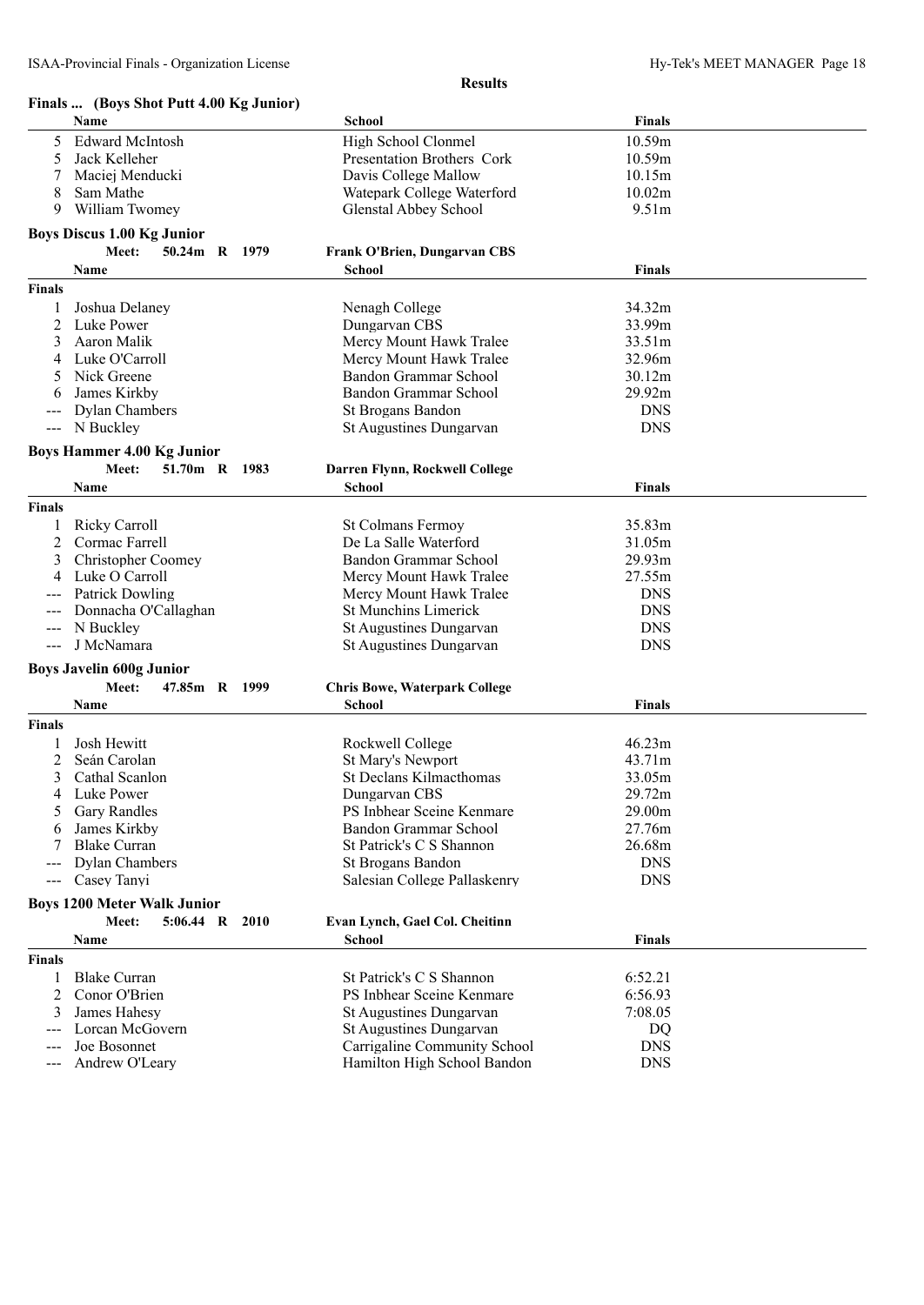**Results**

## Finals ... (Boys Shot Putt 4.00 Kg Junior)

| | Name | School | Finals |
|---|---|---|---|
| 5 | Edward McIntosh | High School Clonmel | 10.59m |
| 5 | Jack Kelleher | Presentation Brothers Cork | 10.59m |
| 7 | Maciej Menducki | Davis College Mallow | 10.15m |
| 8 | Sam Mathe | Watepark College Waterford | 10.02m |
| 9 | William Twomey | Glenstal Abbey School | 9.51m |

## Boys Discus 1.00 Kg Junior

**Meet: 50.24m R 1979** — **Frank O'Brien, Dungarvan CBS**

**Finals**

| | Name | School | Finals |
|---|---|---|---|
| 1 | Joshua Delaney | Nenagh College | 34.32m |
| 2 | Luke Power | Dungarvan CBS | 33.99m |
| 3 | Aaron Malik | Mercy Mount Hawk Tralee | 33.51m |
| 4 | Luke O'Carroll | Mercy Mount Hawk Tralee | 32.96m |
| 5 | Nick Greene | Bandon Grammar School | 30.12m |
| 6 | James Kirkby | Bandon Grammar School | 29.92m |
| --- | Dylan Chambers | St Brogans Bandon | DNS |
| --- | N Buckley | St Augustines Dungarvan | DNS |

## Boys Hammer 4.00 Kg Junior

**Meet: 51.70m R 1983** — **Darren Flynn, Rockwell College**

**Finals**

| | Name | School | Finals |
|---|---|---|---|
| 1 | Ricky Carroll | St Colmans Fermoy | 35.83m |
| 2 | Cormac Farrell | De La Salle Waterford | 31.05m |
| 3 | Christopher Coomey | Bandon Grammar School | 29.93m |
| 4 | Luke O Carroll | Mercy Mount Hawk Tralee | 27.55m |
| --- | Patrick Dowling | Mercy Mount Hawk Tralee | DNS |
| --- | Donnacha O'Callaghan | St Munchins Limerick | DNS |
| --- | N Buckley | St Augustines Dungarvan | DNS |
| --- | J McNamara | St Augustines Dungarvan | DNS |

## Boys Javelin 600g Junior

**Meet: 47.85m R 1999** — **Chris Bowe, Waterpark College**

**Finals**

| | Name | School | Finals |
|---|---|---|---|
| 1 | Josh Hewitt | Rockwell College | 46.23m |
| 2 | Seán Carolan | St Mary's Newport | 43.71m |
| 3 | Cathal Scanlon | St Declans Kilmacthomas | 33.05m |
| 4 | Luke Power | Dungarvan CBS | 29.72m |
| 5 | Gary Randles | PS Inbhear Sceine Kenmare | 29.00m |
| 6 | James Kirkby | Bandon Grammar School | 27.76m |
| 7 | Blake Curran | St Patrick's C S Shannon | 26.68m |
| --- | Dylan Chambers | St Brogans Bandon | DNS |
| --- | Casey Tanyi | Salesian College Pallaskenry | DNS |

## Boys 1200 Meter Walk Junior

**Meet: 5:06.44 R 2010** — **Evan Lynch, Gael Col. Cheitinn**

**Finals**

| | Name | School | Finals |
|---|---|---|---|
| 1 | Blake Curran | St Patrick's C S Shannon | 6:52.21 |
| 2 | Conor O'Brien | PS Inbhear Sceine Kenmare | 6:56.93 |
| 3 | James Hahesy | St Augustines Dungarvan | 7:08.05 |
| --- | Lorcan McGovern | St Augustines Dungarvan | DQ |
| --- | Joe Bosonnet | Carrigaline Community School | DNS |
| --- | Andrew O'Leary | Hamilton High School Bandon | DNS |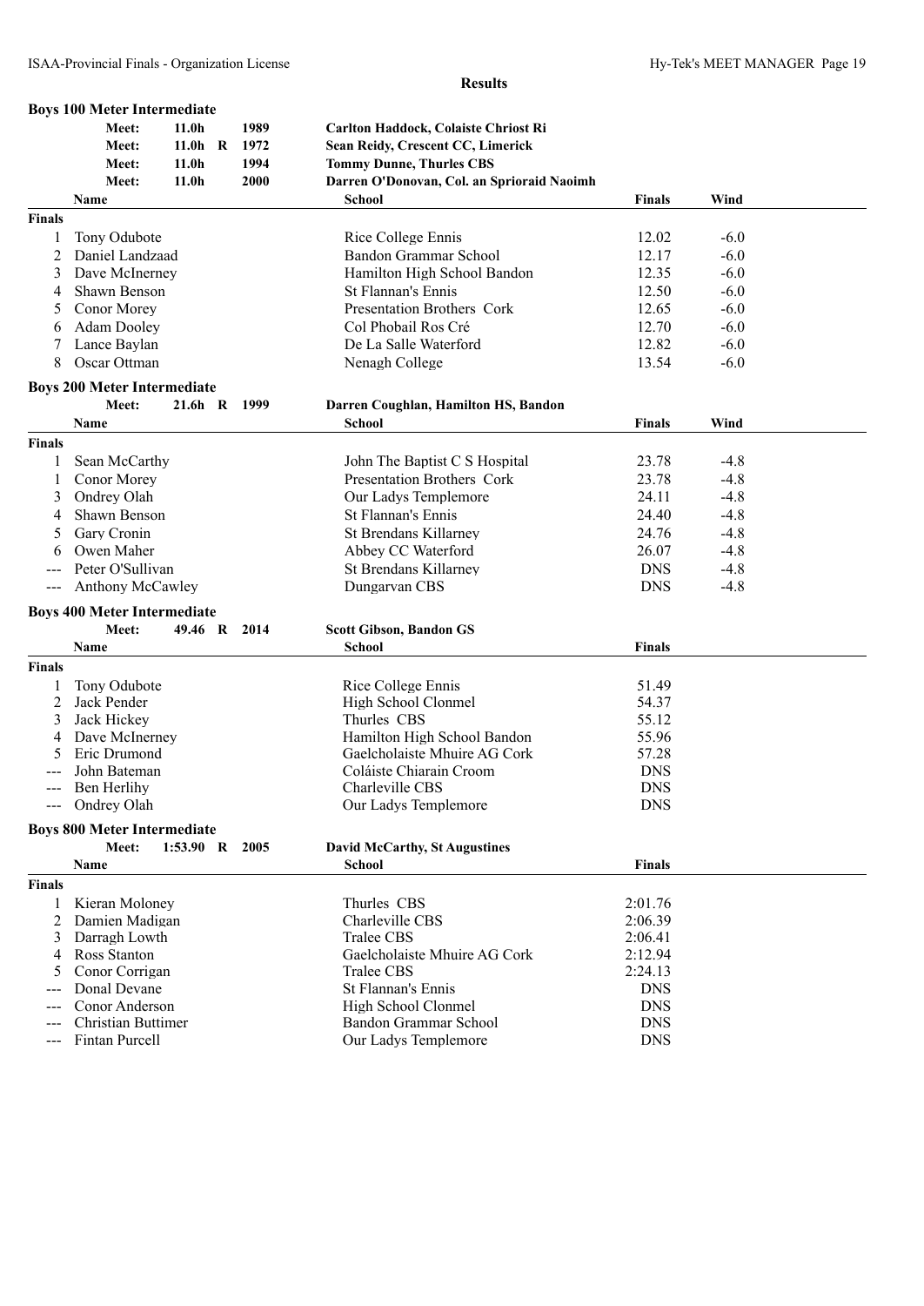## Results

### Boys 100 Meter Intermediate

| | | | |
|---|---|---|---|
| Meet: | 11.0h | 1989 | Carlton Haddock, Colaiste Chriost Ri |
| Meet: | 11.0h R | 1972 | Sean Reidy, Crescent CC, Limerick |
| Meet: | 11.0h | 1994 | Tommy Dunne, Thurles CBS |
| Meet: | 11.0h | 2000 | Darren O'Donovan, Col. an Sprioraid Naoimh |

| | Name | School | Finals | Wind |
|---|---|---|---|---|
| **Finals** | | | | |
| 1 | Tony Odubote | Rice College Ennis | 12.02 | -6.0 |
| 2 | Daniel Landzaad | Bandon Grammar School | 12.17 | -6.0 |
| 3 | Dave McInerney | Hamilton High School Bandon | 12.35 | -6.0 |
| 4 | Shawn Benson | St Flannan's Ennis | 12.50 | -6.0 |
| 5 | Conor Morey | Presentation Brothers Cork | 12.65 | -6.0 |
| 6 | Adam Dooley | Col Phobail Ros Cré | 12.70 | -6.0 |
| 7 | Lance Baylan | De La Salle Waterford | 12.82 | -6.0 |
| 8 | Oscar Ottman | Nenagh College | 13.54 | -6.0 |

### Boys 200 Meter Intermediate

| | | | |
|---|---|---|---|
| Meet: | 21.6h R | 1999 | Darren Coughlan, Hamilton HS, Bandon |

| | Name | School | Finals | Wind |
|---|---|---|---|---|
| **Finals** | | | | |
| 1 | Sean McCarthy | John The Baptist C S Hospital | 23.78 | -4.8 |
| 1 | Conor Morey | Presentation Brothers Cork | 23.78 | -4.8 |
| 3 | Ondrey Olah | Our Ladys Templemore | 24.11 | -4.8 |
| 4 | Shawn Benson | St Flannan's Ennis | 24.40 | -4.8 |
| 5 | Gary Cronin | St Brendans Killarney | 24.76 | -4.8 |
| 6 | Owen Maher | Abbey CC Waterford | 26.07 | -4.8 |
| --- | Peter O'Sullivan | St Brendans Killarney | DNS | -4.8 |
| --- | Anthony McCawley | Dungarvan CBS | DNS | -4.8 |

### Boys 400 Meter Intermediate

| | | | |
|---|---|---|---|
| Meet: | 49.46 R | 2014 | Scott Gibson, Bandon GS |

| | Name | School | Finals |
|---|---|---|---|
| **Finals** | | | |
| 1 | Tony Odubote | Rice College Ennis | 51.49 |
| 2 | Jack Pender | High School Clonmel | 54.37 |
| 3 | Jack Hickey | Thurles CBS | 55.12 |
| 4 | Dave McInerney | Hamilton High School Bandon | 55.96 |
| 5 | Eric Drumond | Gaelcholaiste Mhuire AG Cork | 57.28 |
| --- | John Bateman | Coláiste Chiarain Croom | DNS |
| --- | Ben Herlihy | Charleville CBS | DNS |
| --- | Ondrey Olah | Our Ladys Templemore | DNS |

### Boys 800 Meter Intermediate

| | | | |
|---|---|---|---|
| Meet: | 1:53.90 R | 2005 | David McCarthy, St Augustines |

| | Name | School | Finals |
|---|---|---|---|
| **Finals** | | | |
| 1 | Kieran Moloney | Thurles CBS | 2:01.76 |
| 2 | Damien Madigan | Charleville CBS | 2:06.39 |
| 3 | Darragh Lowth | Tralee CBS | 2:06.41 |
| 4 | Ross Stanton | Gaelcholaiste Mhuire AG Cork | 2:12.94 |
| 5 | Conor Corrigan | Tralee CBS | 2:24.13 |
| --- | Donal Devane | St Flannan's Ennis | DNS |
| --- | Conor Anderson | High School Clonmel | DNS |
| --- | Christian Buttimer | Bandon Grammar School | DNS |
| --- | Fintan Purcell | Our Ladys Templemore | DNS |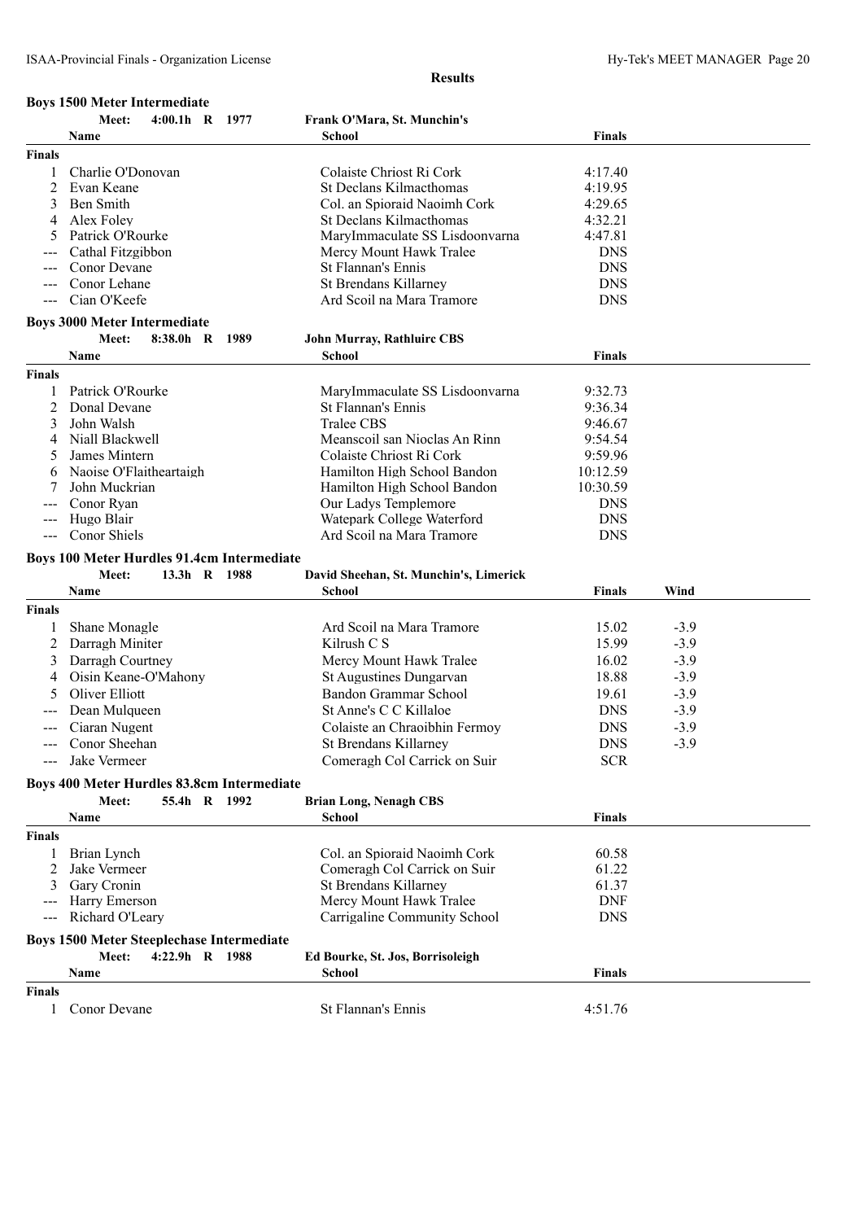**Results**

## Boys 1500 Meter Intermediate

Meet: 4:00.1h R 1977 Frank O'Mara, St. Munchin's

| | Name | School | Finals |
|---|---|---|---|
| **Finals** | | | |
| 1 | Charlie O'Donovan | Colaiste Chriost Ri Cork | 4:17.40 |
| 2 | Evan Keane | St Declans Kilmacthomas | 4:19.95 |
| 3 | Ben Smith | Col. an Spioraid Naoimh Cork | 4:29.65 |
| 4 | Alex Foley | St Declans Kilmacthomas | 4:32.21 |
| 5 | Patrick O'Rourke | MaryImmaculate SS Lisdoonvarna | 4:47.81 |
| --- | Cathal Fitzgibbon | Mercy Mount Hawk Tralee | DNS |
| --- | Conor Devane | St Flannan's Ennis | DNS |
| --- | Conor Lehane | St Brendans Killarney | DNS |
| --- | Cian O'Keefe | Ard Scoil na Mara Tramore | DNS |

## Boys 3000 Meter Intermediate

Meet: 8:38.0h R 1989 John Murray, Rathluirc CBS

| | Name | School | Finals |
|---|---|---|---|
| **Finals** | | | |
| 1 | Patrick O'Rourke | MaryImmaculate SS Lisdoonvarna | 9:32.73 |
| 2 | Donal Devane | St Flannan's Ennis | 9:36.34 |
| 3 | John Walsh | Tralee CBS | 9:46.67 |
| 4 | Niall Blackwell | Meanscoil san Nioclas An Rinn | 9:54.54 |
| 5 | James Mintern | Colaiste Chriost Ri Cork | 9:59.96 |
| 6 | Naoise O'Flaitheartaigh | Hamilton High School Bandon | 10:12.59 |
| 7 | John Muckrian | Hamilton High School Bandon | 10:30.59 |
| --- | Conor Ryan | Our Ladys Templemore | DNS |
| --- | Hugo Blair | Watepark College Waterford | DNS |
| --- | Conor Shiels | Ard Scoil na Mara Tramore | DNS |

## Boys 100 Meter Hurdles 91.4cm Intermediate

Meet: 13.3h R 1988 David Sheehan, St. Munchin's, Limerick

| | Name | School | Finals | Wind |
|---|---|---|---|---|
| **Finals** | | | | |
| 1 | Shane Monagle | Ard Scoil na Mara Tramore | 15.02 | -3.9 |
| 2 | Darragh Miniter | Kilrush C S | 15.99 | -3.9 |
| 3 | Darragh Courtney | Mercy Mount Hawk Tralee | 16.02 | -3.9 |
| 4 | Oisin Keane-O'Mahony | St Augustines Dungarvan | 18.88 | -3.9 |
| 5 | Oliver Elliott | Bandon Grammar School | 19.61 | -3.9 |
| --- | Dean Mulqueen | St Anne's C C Killaloe | DNS | -3.9 |
| --- | Ciaran Nugent | Colaiste an Chraoibhin Fermoy | DNS | -3.9 |
| --- | Conor Sheehan | St Brendans Killarney | DNS | -3.9 |
| --- | Jake Vermeer | Comeragh Col Carrick on Suir | SCR | |

## Boys 400 Meter Hurdles 83.8cm Intermediate

Meet: 55.4h R 1992 Brian Long, Nenagh CBS

| | Name | School | Finals |
|---|---|---|---|
| **Finals** | | | |
| 1 | Brian Lynch | Col. an Spioraid Naoimh Cork | 60.58 |
| 2 | Jake Vermeer | Comeragh Col Carrick on Suir | 61.22 |
| 3 | Gary Cronin | St Brendans Killarney | 61.37 |
| --- | Harry Emerson | Mercy Mount Hawk Tralee | DNF |
| --- | Richard O'Leary | Carrigaline Community School | DNS |

## Boys 1500 Meter Steeplechase Intermediate

Meet: 4:22.9h R 1988 Ed Bourke, St. Jos, Borrisoleigh

| | Name | School | Finals |
|---|---|---|---|
| **Finals** | | | |
| 1 | Conor Devane | St Flannan's Ennis | 4:51.76 |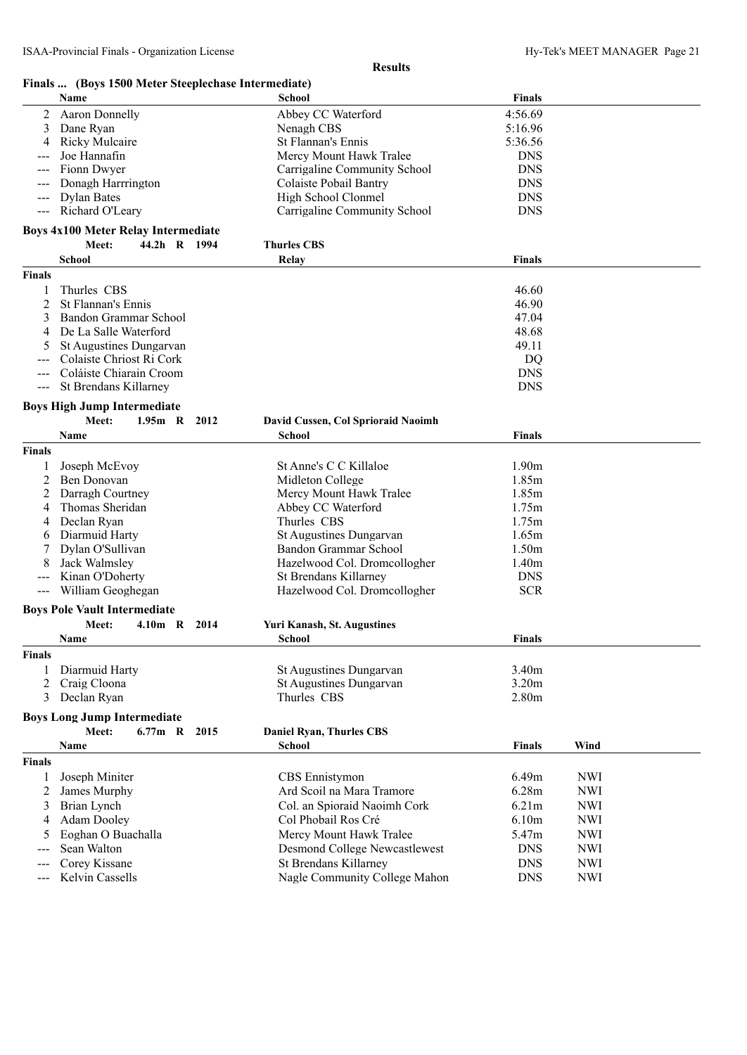**Results**

## Finals ... (Boys 1500 Meter Steeplechase Intermediate)

| | Name | School | Finals |
|---|---|---|---|
| 2 | Aaron Donnelly | Abbey CC Waterford | 4:56.69 |
| 3 | Dane Ryan | Nenagh CBS | 5:16.96 |
| 4 | Ricky Mulcaire | St Flannan's Ennis | 5:36.56 |
| --- | Joe Hannafin | Mercy Mount Hawk Tralee | DNS |
| --- | Fionn Dwyer | Carrigaline Community School | DNS |
| --- | Donagh Harrrington | Colaiste Pobail Bantry | DNS |
| --- | Dylan Bates | High School Clonmel | DNS |
| --- | Richard O'Leary | Carrigaline Community School | DNS |

## Boys 4x100 Meter Relay Intermediate

Meet: 44.2h R 1994 Thurles CBS

| | School | Relay | Finals |
|---|---|---|---|
| **Finals** | | | |
| 1 | Thurles CBS | | 46.60 |
| 2 | St Flannan's Ennis | | 46.90 |
| 3 | Bandon Grammar School | | 47.04 |
| 4 | De La Salle Waterford | | 48.68 |
| 5 | St Augustines Dungarvan | | 49.11 |
| --- | Colaiste Chriost Ri Cork | | DQ |
| --- | Coláiste Chiarain Croom | | DNS |
| --- | St Brendans Killarney | | DNS |

## Boys High Jump Intermediate

Meet: 1.95m R 2012 David Cussen, Col Sprioraid Naoimh

| | Name | School | Finals |
|---|---|---|---|
| **Finals** | | | |
| 1 | Joseph McEvoy | St Anne's C C Killaloe | 1.90m |
| 2 | Ben Donovan | Midleton College | 1.85m |
| 2 | Darragh Courtney | Mercy Mount Hawk Tralee | 1.85m |
| 4 | Thomas Sheridan | Abbey CC Waterford | 1.75m |
| 4 | Declan Ryan | Thurles CBS | 1.75m |
| 6 | Diarmuid Harty | St Augustines Dungarvan | 1.65m |
| 7 | Dylan O'Sullivan | Bandon Grammar School | 1.50m |
| 8 | Jack Walmsley | Hazelwood Col. Dromcollogher | 1.40m |
| --- | Kinan O'Doherty | St Brendans Killarney | DNS |
| --- | William Geoghegan | Hazelwood Col. Dromcollogher | SCR |

## Boys Pole Vault Intermediate

Meet: 4.10m R 2014 Yuri Kanash, St. Augustines

| | Name | School | Finals |
|---|---|---|---|
| **Finals** | | | |
| 1 | Diarmuid Harty | St Augustines Dungarvan | 3.40m |
| 2 | Craig Cloona | St Augustines Dungarvan | 3.20m |
| 3 | Declan Ryan | Thurles CBS | 2.80m |

## Boys Long Jump Intermediate

Meet: 6.77m R 2015 Daniel Ryan, Thurles CBS

| | Name | School | Finals | Wind |
|---|---|---|---|---|
| **Finals** | | | | |
| 1 | Joseph Miniter | CBS Ennistymon | 6.49m | NWI |
| 2 | James Murphy | Ard Scoil na Mara Tramore | 6.28m | NWI |
| 3 | Brian Lynch | Col. an Spioraid Naoimh Cork | 6.21m | NWI |
| 4 | Adam Dooley | Col Phobail Ros Cré | 6.10m | NWI |
| 5 | Eoghan O Buachalla | Mercy Mount Hawk Tralee | 5.47m | NWI |
| --- | Sean Walton | Desmond College Newcastlewest | DNS | NWI |
| --- | Corey Kissane | St Brendans Killarney | DNS | NWI |
| --- | Kelvin Cassells | Nagle Community College Mahon | DNS | NWI |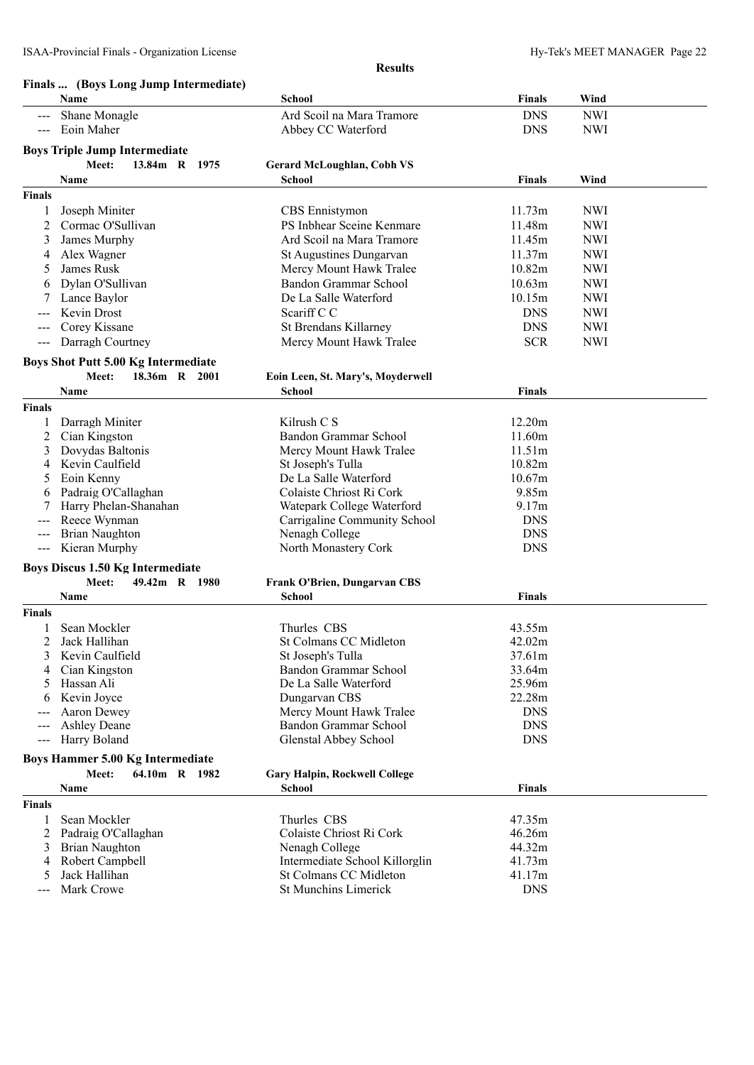**Results**

**Finals ... (Boys Long Jump Intermediate)**

| | Name | School | Finals | Wind |
|---|---|---|---|---|
| --- | Shane Monagle | Ard Scoil na Mara Tramore | DNS | NWI |
| --- | Eoin Maher | Abbey CC Waterford | DNS | NWI |

**Boys Triple Jump Intermediate**

Meet: 13.84m R 1975 — Gerard McLoughlan, Cobh VS

| | Name | School | Finals | Wind |
|---|---|---|---|---|
| **Finals** | | | | |
| 1 | Joseph Miniter | CBS Ennistymon | 11.73m | NWI |
| 2 | Cormac O'Sullivan | PS Inbhear Sceine Kenmare | 11.48m | NWI |
| 3 | James Murphy | Ard Scoil na Mara Tramore | 11.45m | NWI |
| 4 | Alex Wagner | St Augustines Dungarvan | 11.37m | NWI |
| 5 | James Rusk | Mercy Mount Hawk Tralee | 10.82m | NWI |
| 6 | Dylan O'Sullivan | Bandon Grammar School | 10.63m | NWI |
| 7 | Lance Baylor | De La Salle Waterford | 10.15m | NWI |
| --- | Kevin Drost | Scariff C C | DNS | NWI |
| --- | Corey Kissane | St Brendans Killarney | DNS | NWI |
| --- | Darragh Courtney | Mercy Mount Hawk Tralee | SCR | NWI |

**Boys Shot Putt 5.00 Kg Intermediate**

Meet: 18.36m R 2001 — Eoin Leen, St. Mary's, Moyderwell

| | Name | School | Finals |
|---|---|---|---|
| **Finals** | | | |
| 1 | Darragh Miniter | Kilrush C S | 12.20m |
| 2 | Cian Kingston | Bandon Grammar School | 11.60m |
| 3 | Dovydas Baltonis | Mercy Mount Hawk Tralee | 11.51m |
| 4 | Kevin Caulfield | St Joseph's Tulla | 10.82m |
| 5 | Eoin Kenny | De La Salle Waterford | 10.67m |
| 6 | Padraig O'Callaghan | Colaiste Chriost Ri Cork | 9.85m |
| 7 | Harry Phelan-Shanahan | Watepark College Waterford | 9.17m |
| --- | Reece Wynman | Carrigaline Community School | DNS |
| --- | Brian Naughton | Nenagh College | DNS |
| --- | Kieran Murphy | North Monastery Cork | DNS |

**Boys Discus 1.50 Kg Intermediate**

Meet: 49.42m R 1980 — Frank O'Brien, Dungarvan CBS

| | Name | School | Finals |
|---|---|---|---|
| **Finals** | | | |
| 1 | Sean Mockler | Thurles CBS | 43.55m |
| 2 | Jack Hallihan | St Colmans CC Midleton | 42.02m |
| 3 | Kevin Caulfield | St Joseph's Tulla | 37.61m |
| 4 | Cian Kingston | Bandon Grammar School | 33.64m |
| 5 | Hassan Ali | De La Salle Waterford | 25.96m |
| 6 | Kevin Joyce | Dungarvan CBS | 22.28m |
| --- | Aaron Dewey | Mercy Mount Hawk Tralee | DNS |
| --- | Ashley Deane | Bandon Grammar School | DNS |
| --- | Harry Boland | Glenstal Abbey School | DNS |

**Boys Hammer 5.00 Kg Intermediate**

Meet: 64.10m R 1982 — Gary Halpin, Rockwell College

| | Name | School | Finals |
|---|---|---|---|
| **Finals** | | | |
| 1 | Sean Mockler | Thurles CBS | 47.35m |
| 2 | Padraig O'Callaghan | Colaiste Chriost Ri Cork | 46.26m |
| 3 | Brian Naughton | Nenagh College | 44.32m |
| 4 | Robert Campbell | Intermediate School Killorglin | 41.73m |
| 5 | Jack Hallihan | St Colmans CC Midleton | 41.17m |
| --- | Mark Crowe | St Munchins Limerick | DNS |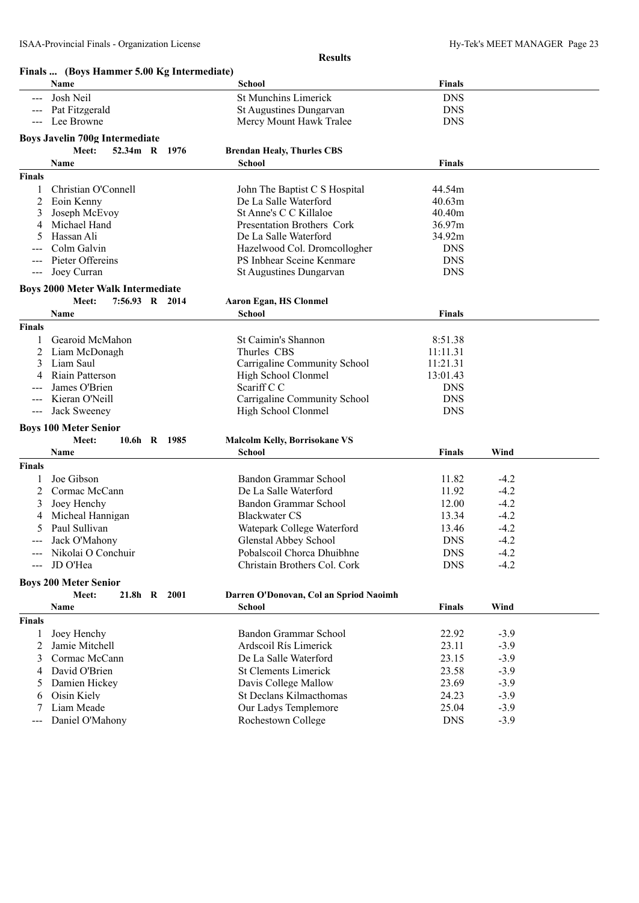**Results**

### Finals ... (Boys Hammer 5.00 Kg Intermediate)

| | Name | School | Finals |
|---|---|---|---|
| --- | Josh Neil | St Munchins Limerick | DNS |
| --- | Pat Fitzgerald | St Augustines Dungarvan | DNS |
| --- | Lee Browne | Mercy Mount Hawk Tralee | DNS |

### Boys Javelin 700g Intermediate

Meet: 52.34m R 1976 **Brendan Healy, Thurles CBS**

| | Name | School | Finals |
|---|---|---|---|
| **Finals** | | | |
| 1 | Christian O'Connell | John The Baptist C S Hospital | 44.54m |
| 2 | Eoin Kenny | De La Salle Waterford | 40.63m |
| 3 | Joseph McEvoy | St Anne's C C Killaloe | 40.40m |
| 4 | Michael Hand | Presentation Brothers Cork | 36.97m |
| 5 | Hassan Ali | De La Salle Waterford | 34.92m |
| --- | Colm Galvin | Hazelwood Col. Dromcollogher | DNS |
| --- | Pieter Offereins | PS Inbhear Sceine Kenmare | DNS |
| --- | Joey Curran | St Augustines Dungarvan | DNS |

### Boys 2000 Meter Walk Intermediate

Meet: 7:56.93 R 2014 **Aaron Egan, HS Clonmel**

| | Name | School | Finals |
|---|---|---|---|
| **Finals** | | | |
| 1 | Gearoid McMahon | St Caimin's Shannon | 8:51.38 |
| 2 | Liam McDonagh | Thurles CBS | 11:11.31 |
| 3 | Liam Saul | Carrigaline Community School | 11:21.31 |
| 4 | Riain Patterson | High School Clonmel | 13:01.43 |
| --- | James O'Brien | Scariff C C | DNS |
| --- | Kieran O'Neill | Carrigaline Community School | DNS |
| --- | Jack Sweeney | High School Clonmel | DNS |

### Boys 100 Meter Senior

Meet: 10.6h R 1985 **Malcolm Kelly, Borrisokane VS**

| | Name | School | Finals | Wind |
|---|---|---|---|---|
| **Finals** | | | | |
| 1 | Joe Gibson | Bandon Grammar School | 11.82 | -4.2 |
| 2 | Cormac McCann | De La Salle Waterford | 11.92 | -4.2 |
| 3 | Joey Henchy | Bandon Grammar School | 12.00 | -4.2 |
| 4 | Micheal Hannigan | Blackwater CS | 13.34 | -4.2 |
| 5 | Paul Sullivan | Watepark College Waterford | 13.46 | -4.2 |
| --- | Jack O'Mahony | Glenstal Abbey School | DNS | -4.2 |
| --- | Nikolai O Conchuir | Pobalscoil Chorca Dhuibhne | DNS | -4.2 |
| --- | JD O'Hea | Christain Brothers Col. Cork | DNS | -4.2 |

### Boys 200 Meter Senior

Meet: 21.8h R 2001 **Darren O'Donovan, Col an Spriod Naoimh**

| | Name | School | Finals | Wind |
|---|---|---|---|---|
| **Finals** | | | | |
| 1 | Joey Henchy | Bandon Grammar School | 22.92 | -3.9 |
| 2 | Jamie Mitchell | Ardscoil Rís Limerick | 23.11 | -3.9 |
| 3 | Cormac McCann | De La Salle Waterford | 23.15 | -3.9 |
| 4 | David O'Brien | St Clements Limerick | 23.58 | -3.9 |
| 5 | Damien Hickey | Davis College Mallow | 23.69 | -3.9 |
| 6 | Oisin Kiely | St Declans Kilmacthomas | 24.23 | -3.9 |
| 7 | Liam Meade | Our Ladys Templemore | 25.04 | -3.9 |
| --- | Daniel O'Mahony | Rochestown College | DNS | -3.9 |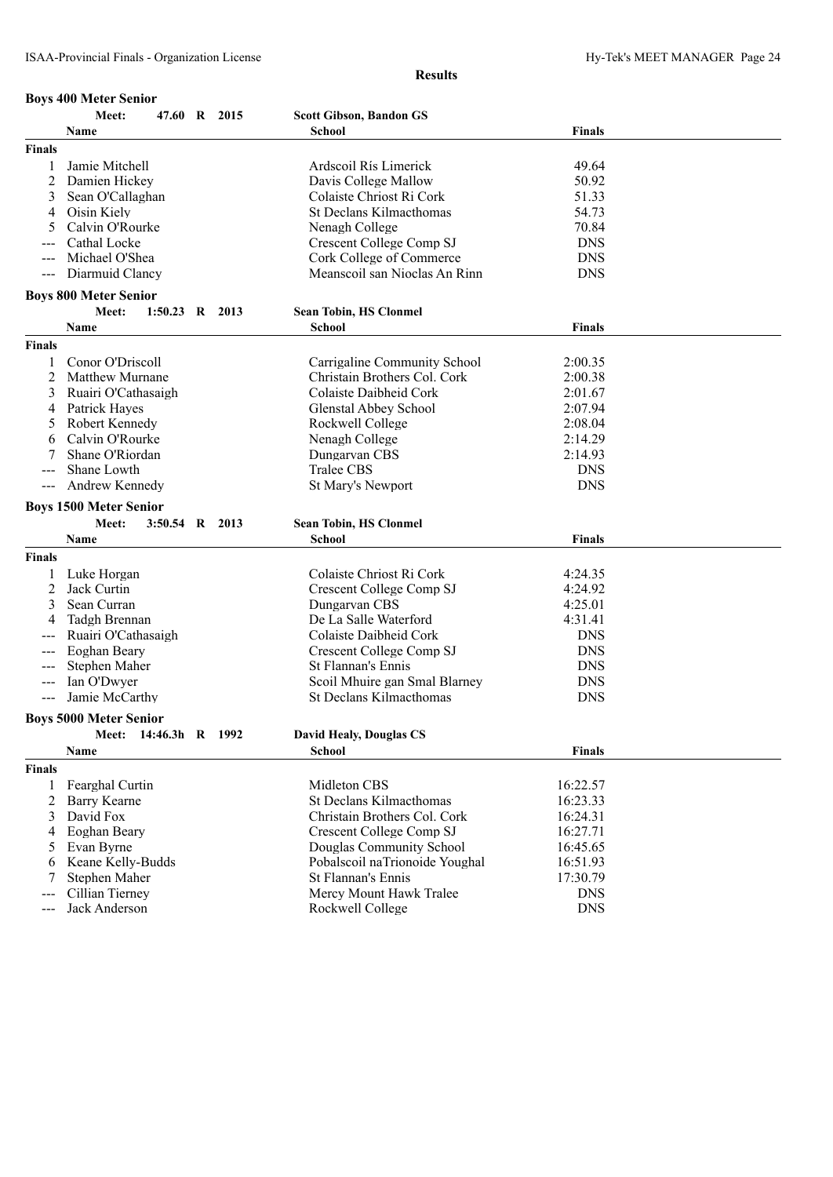**Results**

### Boys 400 Meter Senior

Meet: 47.60 R 2015 — Scott Gibson, Bandon GS

| | Name | School | Finals |
|---|---|---|---|
| **Finals** | | | |
| 1 | Jamie Mitchell | Ardscoil Rís Limerick | 49.64 |
| 2 | Damien Hickey | Davis College Mallow | 50.92 |
| 3 | Sean O'Callaghan | Colaiste Chriost Ri Cork | 51.33 |
| 4 | Oisin Kiely | St Declans Kilmacthomas | 54.73 |
| 5 | Calvin O'Rourke | Nenagh College | 70.84 |
| --- | Cathal Locke | Crescent College Comp SJ | DNS |
| --- | Michael O'Shea | Cork College of Commerce | DNS |
| --- | Diarmuid Clancy | Meanscoil san Nioclas An Rinn | DNS |

### Boys 800 Meter Senior

Meet: 1:50.23 R 2013 — Sean Tobin, HS Clonmel

| | Name | School | Finals |
|---|---|---|---|
| **Finals** | | | |
| 1 | Conor O'Driscoll | Carrigaline Community School | 2:00.35 |
| 2 | Matthew Murnane | Christain Brothers Col. Cork | 2:00.38 |
| 3 | Ruairi O'Cathasaigh | Colaiste Daibheid Cork | 2:01.67 |
| 4 | Patrick Hayes | Glenstal Abbey School | 2:07.94 |
| 5 | Robert Kennedy | Rockwell College | 2:08.04 |
| 6 | Calvin O'Rourke | Nenagh College | 2:14.29 |
| 7 | Shane O'Riordan | Dungarvan CBS | 2:14.93 |
| --- | Shane Lowth | Tralee CBS | DNS |
| --- | Andrew Kennedy | St Mary's Newport | DNS |

### Boys 1500 Meter Senior

Meet: 3:50.54 R 2013 — Sean Tobin, HS Clonmel

| | Name | School | Finals |
|---|---|---|---|
| **Finals** | | | |
| 1 | Luke Horgan | Colaiste Chriost Ri Cork | 4:24.35 |
| 2 | Jack Curtin | Crescent College Comp SJ | 4:24.92 |
| 3 | Sean Curran | Dungarvan CBS | 4:25.01 |
| 4 | Tadgh Brennan | De La Salle Waterford | 4:31.41 |
| --- | Ruairi O'Cathasaigh | Colaiste Daibheid Cork | DNS |
| --- | Eoghan Beary | Crescent College Comp SJ | DNS |
| --- | Stephen Maher | St Flannan's Ennis | DNS |
| --- | Ian O'Dwyer | Scoil Mhuire gan Smal Blarney | DNS |
| --- | Jamie McCarthy | St Declans Kilmacthomas | DNS |

### Boys 5000 Meter Senior

Meet: 14:46.3h R 1992 — David Healy, Douglas CS

| | Name | School | Finals |
|---|---|---|---|
| **Finals** | | | |
| 1 | Fearghal Curtin | Midleton CBS | 16:22.57 |
| 2 | Barry Kearne | St Declans Kilmacthomas | 16:23.33 |
| 3 | David Fox | Christain Brothers Col. Cork | 16:24.31 |
| 4 | Eoghan Beary | Crescent College Comp SJ | 16:27.71 |
| 5 | Evan Byrne | Douglas Community School | 16:45.65 |
| 6 | Keane Kelly-Budds | Pobalscoil naTrionoide Youghal | 16:51.93 |
| 7 | Stephen Maher | St Flannan's Ennis | 17:30.79 |
| --- | Cillian Tierney | Mercy Mount Hawk Tralee | DNS |
| --- | Jack Anderson | Rockwell College | DNS |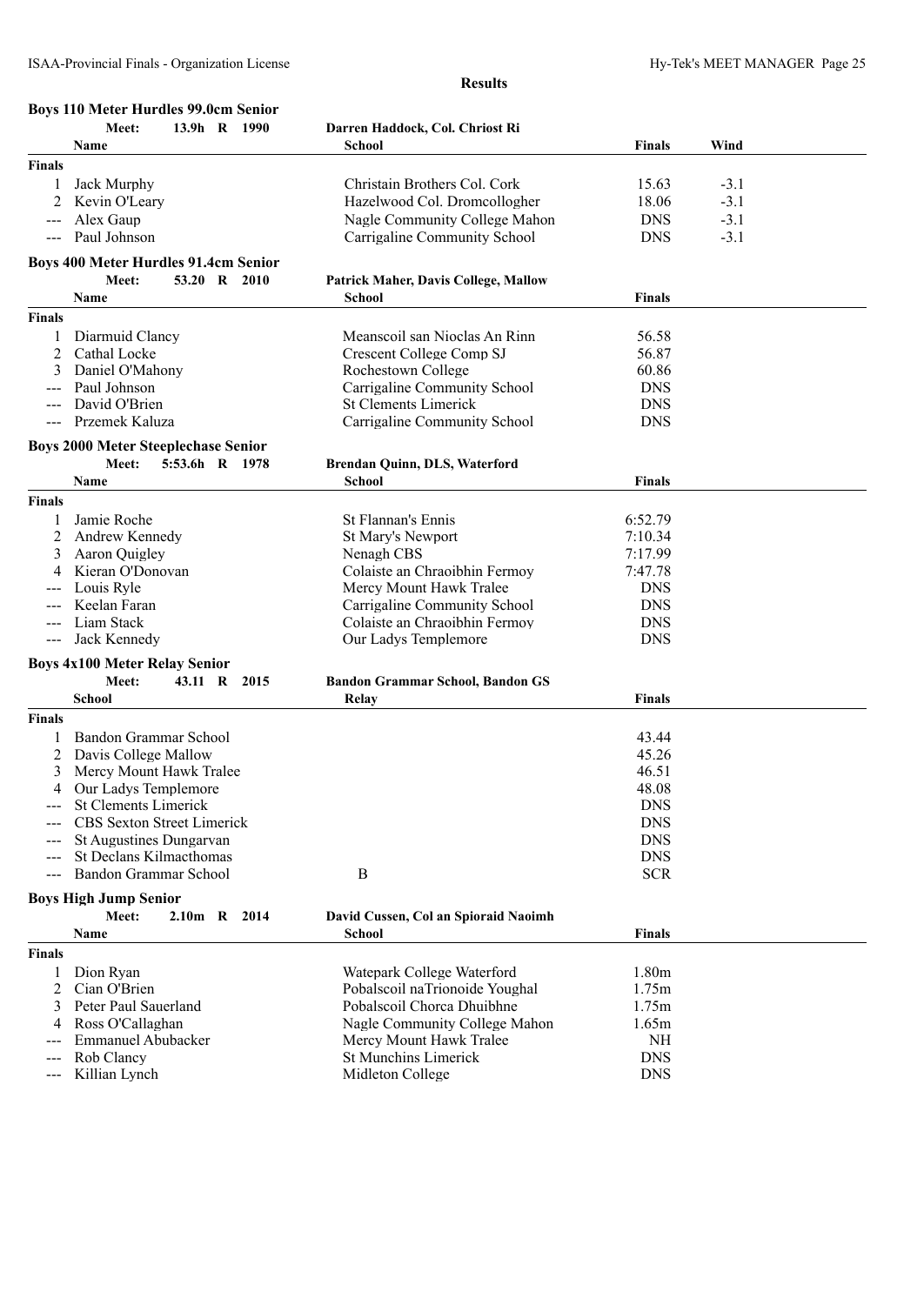**Results**

**Boys 110 Meter Hurdles 99.0cm Senior**

Meet: 13.9h R 1990 Darren Haddock, Col. Chriost Ri

| | Name | School | Finals | Wind |
|---|---|---|---|---|
| **Finals** | | | | |
| 1 | Jack Murphy | Christain Brothers Col. Cork | 15.63 | -3.1 |
| 2 | Kevin O'Leary | Hazelwood Col. Dromcollogher | 18.06 | -3.1 |
| --- | Alex Gaup | Nagle Community College Mahon | DNS | -3.1 |
| --- | Paul Johnson | Carrigaline Community School | DNS | -3.1 |

**Boys 400 Meter Hurdles 91.4cm Senior**

Meet: 53.20 R 2010 Patrick Maher, Davis College, Mallow

| | Name | School | Finals |
|---|---|---|---|
| **Finals** | | | |
| 1 | Diarmuid Clancy | Meanscoil san Nioclas An Rinn | 56.58 |
| 2 | Cathal Locke | Crescent College Comp SJ | 56.87 |
| 3 | Daniel O'Mahony | Rochestown College | 60.86 |
| --- | Paul Johnson | Carrigaline Community School | DNS |
| --- | David O'Brien | St Clements Limerick | DNS |
| --- | Przemek Kaluza | Carrigaline Community School | DNS |

**Boys 2000 Meter Steeplechase Senior**

Meet: 5:53.6h R 1978 Brendan Quinn, DLS, Waterford

| | Name | School | Finals |
|---|---|---|---|
| **Finals** | | | |
| 1 | Jamie Roche | St Flannan's Ennis | 6:52.79 |
| 2 | Andrew Kennedy | St Mary's Newport | 7:10.34 |
| 3 | Aaron Quigley | Nenagh CBS | 7:17.99 |
| 4 | Kieran O'Donovan | Colaiste an Chraoibhin Fermoy | 7:47.78 |
| --- | Louis Ryle | Mercy Mount Hawk Tralee | DNS |
| --- | Keelan Faran | Carrigaline Community School | DNS |
| --- | Liam Stack | Colaiste an Chraoibhin Fermoy | DNS |
| --- | Jack Kennedy | Our Ladys Templemore | DNS |

**Boys 4x100 Meter Relay Senior**

Meet: 43.11 R 2015 Bandon Grammar School, Bandon GS

| | School | Relay | Finals |
|---|---|---|---|
| **Finals** | | | |
| 1 | Bandon Grammar School | | 43.44 |
| 2 | Davis College Mallow | | 45.26 |
| 3 | Mercy Mount Hawk Tralee | | 46.51 |
| 4 | Our Ladys Templemore | | 48.08 |
| --- | St Clements Limerick | | DNS |
| --- | CBS Sexton Street Limerick | | DNS |
| --- | St Augustines Dungarvan | | DNS |
| --- | St Declans Kilmacthomas | | DNS |
| --- | Bandon Grammar School | B | SCR |

**Boys High Jump Senior**

Meet: 2.10m R 2014 David Cussen, Col an Spioraid Naoimh

| | Name | School | Finals |
|---|---|---|---|
| **Finals** | | | |
| 1 | Dion Ryan | Watepark College Waterford | 1.80m |
| 2 | Cian O'Brien | Pobalscoil naTrionoide Youghal | 1.75m |
| 3 | Peter Paul Sauerland | Pobalscoil Chorca Dhuibhne | 1.75m |
| 4 | Ross O'Callaghan | Nagle Community College Mahon | 1.65m |
| --- | Emmanuel Abubacker | Mercy Mount Hawk Tralee | NH |
| --- | Rob Clancy | St Munchins Limerick | DNS |
| --- | Killian Lynch | Midleton College | DNS |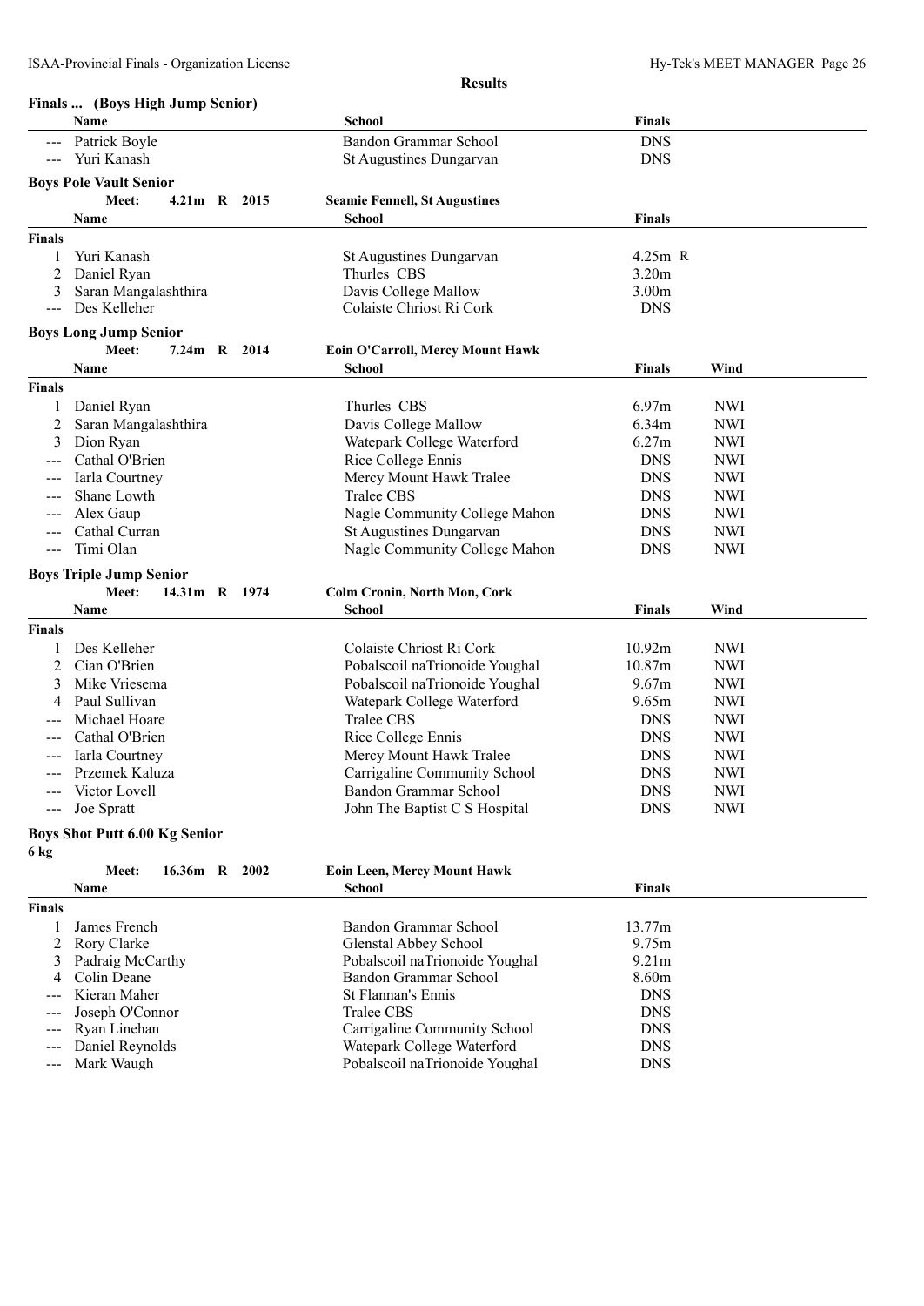**Results**

### Finals ... (Boys High Jump Senior)

| | Name | School | Finals |
|---|---|---|---|
| --- | Patrick Boyle | Bandon Grammar School | DNS |
| --- | Yuri Kanash | St Augustines Dungarvan | DNS |

### Boys Pole Vault Senior

Meet: 4.21m R 2015 Seamie Fennell, St Augustines

| | Name | School | Finals |
|---|---|---|---|
| **Finals** | | | |
| 1 | Yuri Kanash | St Augustines Dungarvan | 4.25m R |
| 2 | Daniel Ryan | Thurles CBS | 3.20m |
| 3 | Saran Mangalashthira | Davis College Mallow | 3.00m |
| --- | Des Kelleher | Colaiste Chriost Ri Cork | DNS |

### Boys Long Jump Senior

Meet: 7.24m R 2014 Eoin O'Carroll, Mercy Mount Hawk

| | Name | School | Finals | Wind |
|---|---|---|---|---|
| **Finals** | | | | |
| 1 | Daniel Ryan | Thurles CBS | 6.97m | NWI |
| 2 | Saran Mangalashthira | Davis College Mallow | 6.34m | NWI |
| 3 | Dion Ryan | Watepark College Waterford | 6.27m | NWI |
| --- | Cathal O'Brien | Rice College Ennis | DNS | NWI |
| --- | Iarla Courtney | Mercy Mount Hawk Tralee | DNS | NWI |
| --- | Shane Lowth | Tralee CBS | DNS | NWI |
| --- | Alex Gaup | Nagle Community College Mahon | DNS | NWI |
| --- | Cathal Curran | St Augustines Dungarvan | DNS | NWI |
| --- | Timi Olan | Nagle Community College Mahon | DNS | NWI |

### Boys Triple Jump Senior

Meet: 14.31m R 1974 Colm Cronin, North Mon, Cork

| | Name | School | Finals | Wind |
|---|---|---|---|---|
| **Finals** | | | | |
| 1 | Des Kelleher | Colaiste Chriost Ri Cork | 10.92m | NWI |
| 2 | Cian O'Brien | Pobalscoil naTrionoide Youghal | 10.87m | NWI |
| 3 | Mike Vriesema | Pobalscoil naTrionoide Youghal | 9.67m | NWI |
| 4 | Paul Sullivan | Watepark College Waterford | 9.65m | NWI |
| --- | Michael Hoare | Tralee CBS | DNS | NWI |
| --- | Cathal O'Brien | Rice College Ennis | DNS | NWI |
| --- | Iarla Courtney | Mercy Mount Hawk Tralee | DNS | NWI |
| --- | Przemek Kaluza | Carrigaline Community School | DNS | NWI |
| --- | Victor Lovell | Bandon Grammar School | DNS | NWI |
| --- | Joe Spratt | John The Baptist C S Hospital | DNS | NWI |

### Boys Shot Putt 6.00 Kg Senior

**6 kg**

Meet: 16.36m R 2002 Eoin Leen, Mercy Mount Hawk

| | Name | School | Finals |
|---|---|---|---|
| **Finals** | | | |
| 1 | James French | Bandon Grammar School | 13.77m |
| 2 | Rory Clarke | Glenstal Abbey School | 9.75m |
| 3 | Padraig McCarthy | Pobalscoil naTrionoide Youghal | 9.21m |
| 4 | Colin Deane | Bandon Grammar School | 8.60m |
| --- | Kieran Maher | St Flannan's Ennis | DNS |
| --- | Joseph O'Connor | Tralee CBS | DNS |
| --- | Ryan Linehan | Carrigaline Community School | DNS |
| --- | Daniel Reynolds | Watepark College Waterford | DNS |
| --- | Mark Waugh | Pobalscoil naTrionoide Youghal | DNS |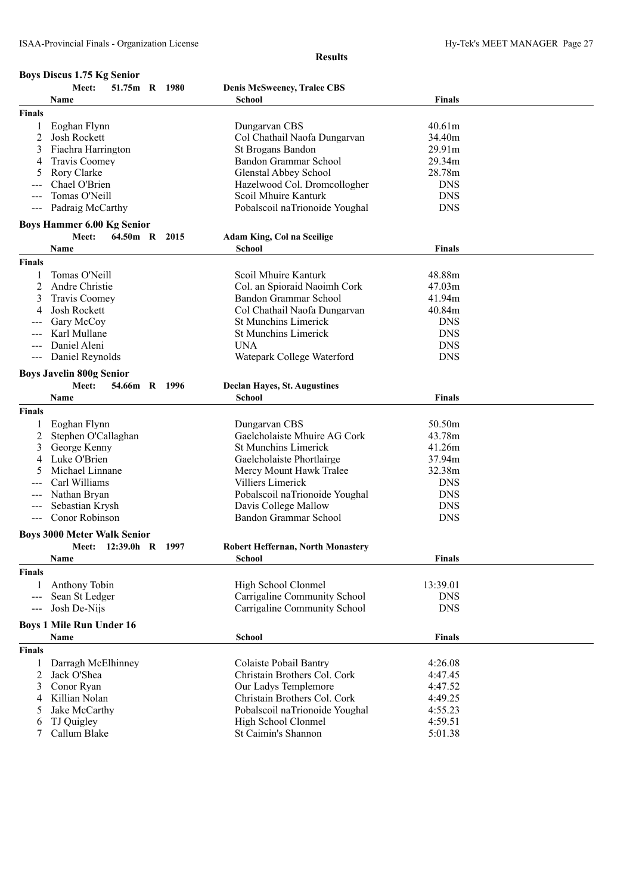**Results**

## Boys Discus 1.75 Kg Senior

Meet: 51.75m R 1980 — Denis McSweeney, Tralee CBS

| | Name | School | Finals |
|---|---|---|---|
| **Finals** | | | |
| 1 | Eoghan Flynn | Dungarvan CBS | 40.61m |
| 2 | Josh Rockett | Col Chathail Naofa Dungarvan | 34.40m |
| 3 | Fiachra Harrington | St Brogans Bandon | 29.91m |
| 4 | Travis Coomey | Bandon Grammar School | 29.34m |
| 5 | Rory Clarke | Glenstal Abbey School | 28.78m |
| --- | Chael O'Brien | Hazelwood Col. Dromcollogher | DNS |
| --- | Tomas O'Neill | Scoil Mhuire Kanturk | DNS |
| --- | Padraig McCarthy | Pobalscoil naTrionoide Youghal | DNS |

## Boys Hammer 6.00 Kg Senior

Meet: 64.50m R 2015 — Adam King, Col na Sceilige

| | Name | School | Finals |
|---|---|---|---|
| **Finals** | | | |
| 1 | Tomas O'Neill | Scoil Mhuire Kanturk | 48.88m |
| 2 | Andre Christie | Col. an Spioraid Naoimh Cork | 47.03m |
| 3 | Travis Coomey | Bandon Grammar School | 41.94m |
| 4 | Josh Rockett | Col Chathail Naofa Dungarvan | 40.84m |
| --- | Gary McCoy | St Munchins Limerick | DNS |
| --- | Karl Mullane | St Munchins Limerick | DNS |
| --- | Daniel Aleni | UNA | DNS |
| --- | Daniel Reynolds | Watepark College Waterford | DNS |

## Boys Javelin 800g Senior

Meet: 54.66m R 1996 — Declan Hayes, St. Augustines

| | Name | School | Finals |
|---|---|---|---|
| **Finals** | | | |
| 1 | Eoghan Flynn | Dungarvan CBS | 50.50m |
| 2 | Stephen O'Callaghan | Gaelcholaiste Mhuire AG Cork | 43.78m |
| 3 | George Kenny | St Munchins Limerick | 41.26m |
| 4 | Luke O'Brien | Gaelcholaiste Phortlairge | 37.94m |
| 5 | Michael Linnane | Mercy Mount Hawk Tralee | 32.38m |
| --- | Carl Williams | Villiers Limerick | DNS |
| --- | Nathan Bryan | Pobalscoil naTrionoide Youghal | DNS |
| --- | Sebastian Krysh | Davis College Mallow | DNS |
| --- | Conor Robinson | Bandon Grammar School | DNS |

## Boys 3000 Meter Walk Senior

Meet: 12:39.0h R 1997 — Robert Heffernan, North Monastery

| | Name | School | Finals |
|---|---|---|---|
| **Finals** | | | |
| 1 | Anthony Tobin | High School Clonmel | 13:39.01 |
| --- | Sean St Ledger | Carrigaline Community School | DNS |
| --- | Josh De-Nijs | Carrigaline Community School | DNS |

## Boys 1 Mile Run Under 16

| | Name | School | Finals |
|---|---|---|---|
| **Finals** | | | |
| 1 | Darragh McElhinney | Colaiste Pobail Bantry | 4:26.08 |
| 2 | Jack O'Shea | Christain Brothers Col. Cork | 4:47.45 |
| 3 | Conor Ryan | Our Ladys Templemore | 4:47.52 |
| 4 | Killian Nolan | Christain Brothers Col. Cork | 4:49.25 |
| 5 | Jake McCarthy | Pobalscoil naTrionoide Youghal | 4:55.23 |
| 6 | TJ Quigley | High School Clonmel | 4:59.51 |
| 7 | Callum Blake | St Caimin's Shannon | 5:01.38 |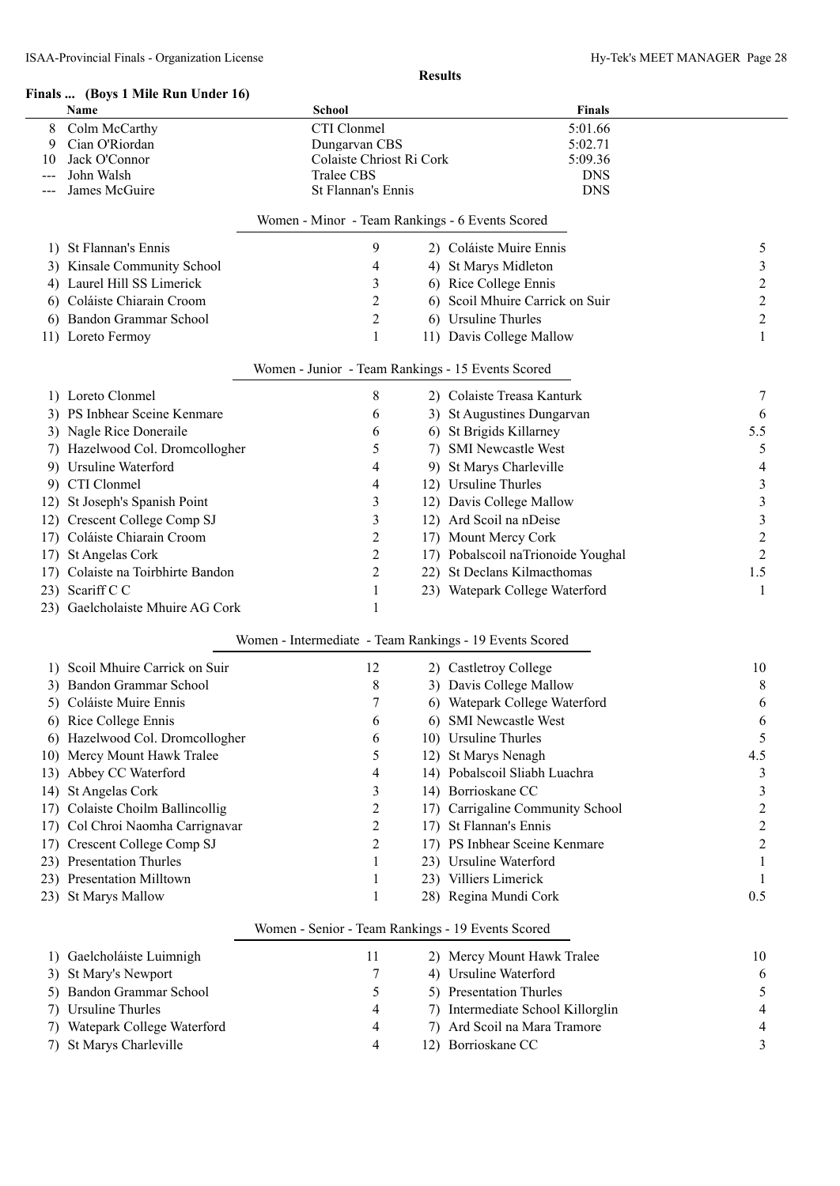**Results**

### Finals ... (Boys 1 Mile Run Under 16)

| | Name | School | Finals |
|---|---|---|---|
| 8 | Colm McCarthy | CTI Clonmel | 5:01.66 |
| 9 | Cian O'Riordan | Dungarvan CBS | 5:02.71 |
| 10 | Jack O'Connor | Colaiste Chriost Ri Cork | 5:09.36 |
| --- | John Walsh | Tralee CBS | DNS |
| --- | James McGuire | St Flannan's Ennis | DNS |

### Women - Minor - Team Rankings - 6 Events Scored

| | | | | | |
|---|---|---|---|---|---|
| 1) | St Flannan's Ennis | 9 | 2) | Coláiste Muire Ennis | 5 |
| 3) | Kinsale Community School | 4 | 4) | St Marys Midleton | 3 |
| 4) | Laurel Hill SS Limerick | 3 | 6) | Rice College Ennis | 2 |
| 6) | Coláiste Chiarain Croom | 2 | 6) | Scoil Mhuire Carrick on Suir | 2 |
| 6) | Bandon Grammar School | 2 | 6) | Ursuline Thurles | 2 |
| 11) | Loreto Fermoy | 1 | 11) | Davis College Mallow | 1 |

### Women - Junior - Team Rankings - 15 Events Scored

| | | | | | |
|---|---|---|---|---|---|
| 1) | Loreto Clonmel | 8 | 2) | Colaiste Treasa Kanturk | 7 |
| 3) | PS Inbhear Sceine Kenmare | 6 | 3) | St Augustines Dungarvan | 6 |
| 3) | Nagle Rice Doneraile | 6 | 6) | St Brigids Killarney | 5.5 |
| 7) | Hazelwood Col. Dromcollogher | 5 | 7) | SMI Newcastle West | 5 |
| 9) | Ursuline Waterford | 4 | 9) | St Marys Charleville | 4 |
| 9) | CTI Clonmel | 4 | 12) | Ursuline Thurles | 3 |
| 12) | St Joseph's Spanish Point | 3 | 12) | Davis College Mallow | 3 |
| 12) | Crescent College Comp SJ | 3 | 12) | Ard Scoil na nDeise | 3 |
| 17) | Coláiste Chiarain Croom | 2 | 17) | Mount Mercy Cork | 2 |
| 17) | St Angelas Cork | 2 | 17) | Pobalscoil naTrionoide Youghal | 2 |
| 17) | Colaiste na Toirbhirte Bandon | 2 | 22) | St Declans Kilmacthomas | 1.5 |
| 23) | Scariff C C | 1 | 23) | Watepark College Waterford | 1 |
| 23) | Gaelcholaiste Mhuire AG Cork | 1 | | | |

### Women - Intermediate - Team Rankings - 19 Events Scored

| | | | | | |
|---|---|---|---|---|---|
| 1) | Scoil Mhuire Carrick on Suir | 12 | 2) | Castletroy College | 10 |
| 3) | Bandon Grammar School | 8 | 3) | Davis College Mallow | 8 |
| 5) | Coláiste Muire Ennis | 7 | 6) | Watepark College Waterford | 6 |
| 6) | Rice College Ennis | 6 | 6) | SMI Newcastle West | 6 |
| 6) | Hazelwood Col. Dromcollogher | 6 | 10) | Ursuline Thurles | 5 |
| 10) | Mercy Mount Hawk Tralee | 5 | 12) | St Marys Nenagh | 4.5 |
| 13) | Abbey CC Waterford | 4 | 14) | Pobalscoil Sliabh Luachra | 3 |
| 14) | St Angelas Cork | 3 | 14) | Borrioskane CC | 3 |
| 17) | Colaiste Choilm Ballincollig | 2 | 17) | Carrigaline Community School | 2 |
| 17) | Col Chroi Naomha Carrignavar | 2 | 17) | St Flannan's Ennis | 2 |
| 17) | Crescent College Comp SJ | 2 | 17) | PS Inbhear Sceine Kenmare | 2 |
| 23) | Presentation Thurles | 1 | 23) | Ursuline Waterford | 1 |
| 23) | Presentation Milltown | 1 | 23) | Villiers Limerick | 1 |
| 23) | St Marys Mallow | 1 | 28) | Regina Mundi Cork | 0.5 |

### Women - Senior - Team Rankings - 19 Events Scored

| | | | | | |
|---|---|---|---|---|---|
| 1) | Gaelcholáiste Luimnigh | 11 | 2) | Mercy Mount Hawk Tralee | 10 |
| 3) | St Mary's Newport | 7 | 4) | Ursuline Waterford | 6 |
| 5) | Bandon Grammar School | 5 | 5) | Presentation Thurles | 5 |
| 7) | Ursuline Thurles | 4 | 7) | Intermediate School Killorglin | 4 |
| 7) | Watepark College Waterford | 4 | 7) | Ard Scoil na Mara Tramore | 4 |
| 7) | St Marys Charleville | 4 | 12) | Borrioskane CC | 3 |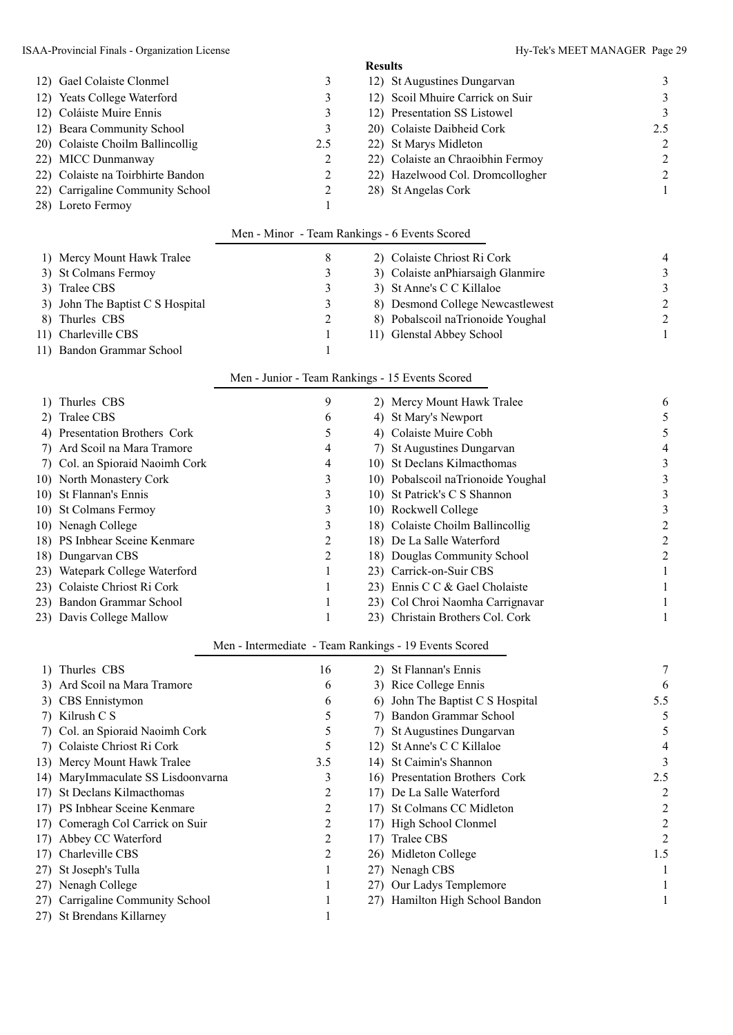**Results**

| | | | |
|---|---|---|---|
| 12) Gael Colaiste Clonmel | 3 | 12) St Augustines Dungarvan | 3 |
| 12) Yeats College Waterford | 3 | 12) Scoil Mhuire Carrick on Suir | 3 |
| 12) Coláiste Muire Ennis | 3 | 12) Presentation SS Listowel | 3 |
| 12) Beara Community School | 3 | 20) Colaiste Daibheid Cork | 2.5 |
| 20) Colaiste Choilm Ballincollig | 2.5 | 22) St Marys Midleton | 2 |
| 22) MICC Dunmanway | 2 | 22) Colaiste an Chraoibhin Fermoy | 2 |
| 22) Colaiste na Toirbhirte Bandon | 2 | 22) Hazelwood Col. Dromcollogher | 2 |
| 22) Carrigaline Community School | 2 | 28) St Angelas Cork | 1 |
| 28) Loreto Fermoy | 1 | | |

## Men - Minor - Team Rankings - 6 Events Scored

| | | | |
|---|---|---|---|
| 1) Mercy Mount Hawk Tralee | 8 | 2) Colaiste Chriost Ri Cork | 4 |
| 3) St Colmans Fermoy | 3 | 3) Colaiste anPhiarsaigh Glanmire | 3 |
| 3) Tralee CBS | 3 | 3) St Anne's C C Killaloe | 3 |
| 3) John The Baptist C S Hospital | 3 | 8) Desmond College Newcastlewest | 2 |
| 8) Thurles CBS | 2 | 8) Pobalscoil naTrionoide Youghal | 2 |
| 11) Charleville CBS | 1 | 11) Glenstal Abbey School | 1 |
| 11) Bandon Grammar School | 1 | | |

## Men - Junior - Team Rankings - 15 Events Scored

| | | | |
|---|---|---|---|
| 1) Thurles CBS | 9 | 2) Mercy Mount Hawk Tralee | 6 |
| 2) Tralee CBS | 6 | 4) St Mary's Newport | 5 |
| 4) Presentation Brothers Cork | 5 | 4) Colaiste Muire Cobh | 5 |
| 7) Ard Scoil na Mara Tramore | 4 | 7) St Augustines Dungarvan | 4 |
| 7) Col. an Spioraid Naoimh Cork | 4 | 10) St Declans Kilmacthomas | 3 |
| 10) North Monastery Cork | 3 | 10) Pobalscoil naTrionoide Youghal | 3 |
| 10) St Flannan's Ennis | 3 | 10) St Patrick's C S Shannon | 3 |
| 10) St Colmans Fermoy | 3 | 10) Rockwell College | 3 |
| 10) Nenagh College | 3 | 18) Colaiste Choilm Ballincollig | 2 |
| 18) PS Inbhear Sceine Kenmare | 2 | 18) De La Salle Waterford | 2 |
| 18) Dungarvan CBS | 2 | 18) Douglas Community School | 2 |
| 23) Watepark College Waterford | 1 | 23) Carrick-on-Suir CBS | 1 |
| 23) Colaiste Chriost Ri Cork | 1 | 23) Ennis C C & Gael Cholaiste | 1 |
| 23) Bandon Grammar School | 1 | 23) Col Chroi Naomha Carrignavar | 1 |
| 23) Davis College Mallow | 1 | 23) Christain Brothers Col. Cork | 1 |

## Men - Intermediate - Team Rankings - 19 Events Scored

| | | | |
|---|---|---|---|
| 1) Thurles CBS | 16 | 2) St Flannan's Ennis | 7 |
| 3) Ard Scoil na Mara Tramore | 6 | 3) Rice College Ennis | 6 |
| 3) CBS Ennistymon | 6 | 6) John The Baptist C S Hospital | 5.5 |
| 7) Kilrush C S | 5 | 7) Bandon Grammar School | 5 |
| 7) Col. an Spioraid Naoimh Cork | 5 | 7) St Augustines Dungarvan | 5 |
| 7) Colaiste Chriost Ri Cork | 5 | 12) St Anne's C C Killaloe | 4 |
| 13) Mercy Mount Hawk Tralee | 3.5 | 14) St Caimin's Shannon | 3 |
| 14) MaryImmaculate SS Lisdoonvarna | 3 | 16) Presentation Brothers Cork | 2.5 |
| 17) St Declans Kilmacthomas | 2 | 17) De La Salle Waterford | 2 |
| 17) PS Inbhear Sceine Kenmare | 2 | 17) St Colmans CC Midleton | 2 |
| 17) Comeragh Col Carrick on Suir | 2 | 17) High School Clonmel | 2 |
| 17) Abbey CC Waterford | 2 | 17) Tralee CBS | 2 |
| 17) Charleville CBS | 2 | 26) Midleton College | 1.5 |
| 27) St Joseph's Tulla | 1 | 27) Nenagh CBS | 1 |
| 27) Nenagh College | 1 | 27) Our Ladys Templemore | 1 |
| 27) Carrigaline Community School | 1 | 27) Hamilton High School Bandon | 1 |
| 27) St Brendans Killarney | 1 | | |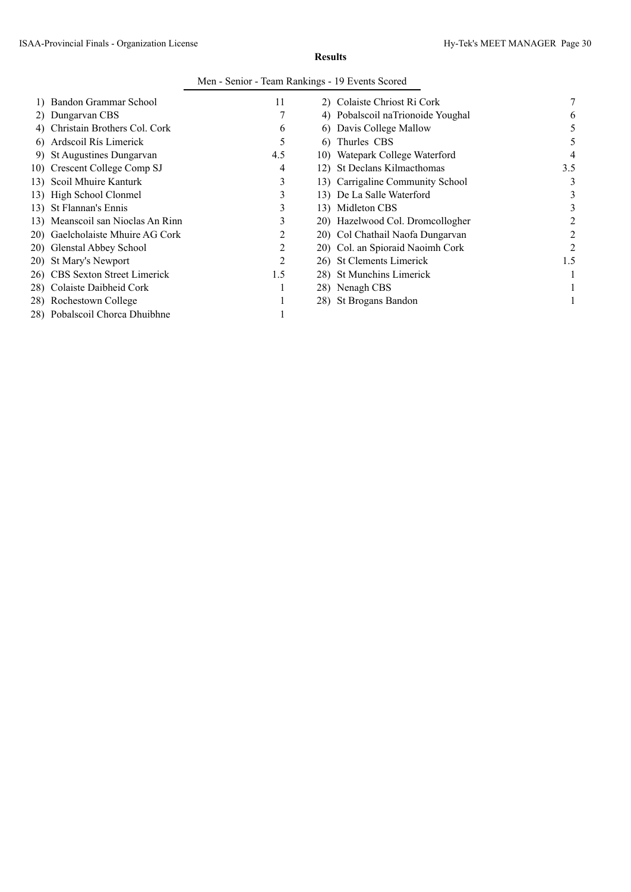**Results**

Men - Senior - Team Rankings - 19 Events Scored

| | | |
|---|---|---|
| 1) | Bandon Grammar School | 11 |
| 2) | Colaiste Chriost Ri Cork | 7 |
| 2) | Dungarvan CBS | 7 |
| 4) | Pobalscoil naTrionoide Youghal | 6 |
| 4) | Christain Brothers Col. Cork | 6 |
| 6) | Davis College Mallow | 5 |
| 6) | Ardscoil Rís Limerick | 5 |
| 6) | Thurles CBS | 5 |
| 9) | St Augustines Dungarvan | 4.5 |
| 10) | Watepark College Waterford | 4 |
| 10) | Crescent College Comp SJ | 4 |
| 12) | St Declans Kilmacthomas | 3.5 |
| 13) | Scoil Mhuire Kanturk | 3 |
| 13) | Carrigaline Community School | 3 |
| 13) | High School Clonmel | 3 |
| 13) | De La Salle Waterford | 3 |
| 13) | St Flannan's Ennis | 3 |
| 13) | Midleton CBS | 3 |
| 13) | Meanscoil san Nioclas An Rinn | 3 |
| 20) | Hazelwood Col. Dromcollogher | 2 |
| 20) | Gaelcholaiste Mhuire AG Cork | 2 |
| 20) | Col Chathail Naofa Dungarvan | 2 |
| 20) | Glenstal Abbey School | 2 |
| 20) | Col. an Spioraid Naoimh Cork | 2 |
| 20) | St Mary's Newport | 2 |
| 26) | St Clements Limerick | 1.5 |
| 26) | CBS Sexton Street Limerick | 1.5 |
| 28) | St Munchins Limerick | 1 |
| 28) | Colaiste Daibheid Cork | 1 |
| 28) | Nenagh CBS | 1 |
| 28) | Rochestown College | 1 |
| 28) | St Brogans Bandon | 1 |
| 28) | Pobalscoil Chorca Dhuibhne | 1 |